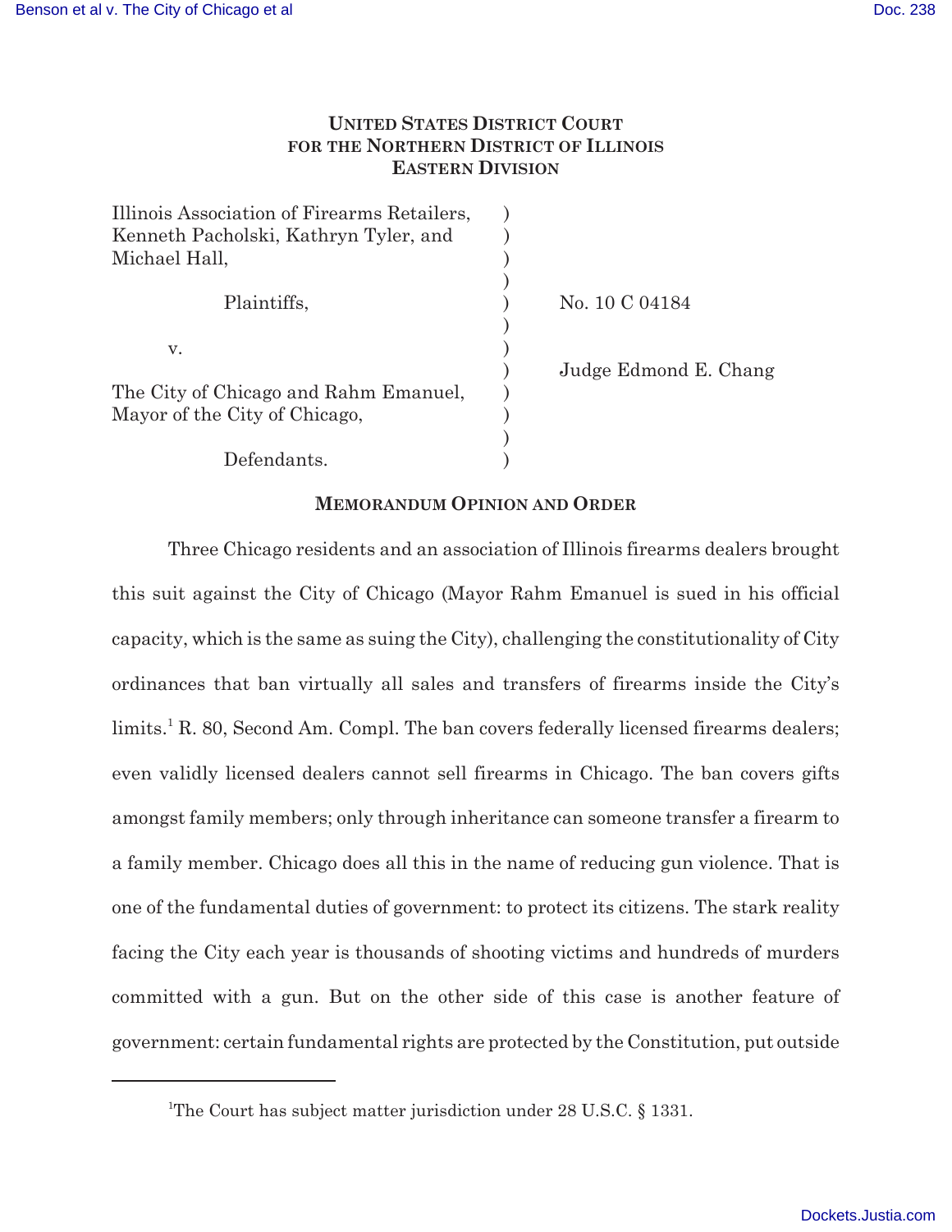**UNITED STATES DISTRICT COURT**
**FOR THE NORTHERN DISTRICT OF ILLINOIS**
**EASTERN DIVISION**

| | | |
|---|---|---|
| Illinois Association of Firearms Retailers, Kenneth Pacholski, Kathryn Tyler, and Michael Hall, | ) | |
| Plaintiffs, | ) | No. 10 C 04184 |
| v. | ) | |
| | ) | Judge Edmond E. Chang |
| The City of Chicago and Rahm Emanuel, Mayor of the City of Chicago, | ) | |
| Defendants. | ) | |

**MEMORANDUM OPINION AND ORDER**

Three Chicago residents and an association of Illinois firearms dealers brought this suit against the City of Chicago (Mayor Rahm Emanuel is sued in his official capacity, which is the same as suing the City), challenging the constitutionality of City ordinances that ban virtually all sales and transfers of firearms inside the City's limits.[1] R. 80, Second Am. Compl. The ban covers federally licensed firearms dealers; even validly licensed dealers cannot sell firearms in Chicago. The ban covers gifts amongst family members; only through inheritance can someone transfer a firearm to a family member. Chicago does all this in the name of reducing gun violence. That is one of the fundamental duties of government: to protect its citizens. The stark reality facing the City each year is thousands of shooting victims and hundreds of murders committed with a gun. But on the other side of this case is another feature of government: certain fundamental rights are protected by the Constitution, put outside

[1]The Court has subject matter jurisdiction under 28 U.S.C. § 1331.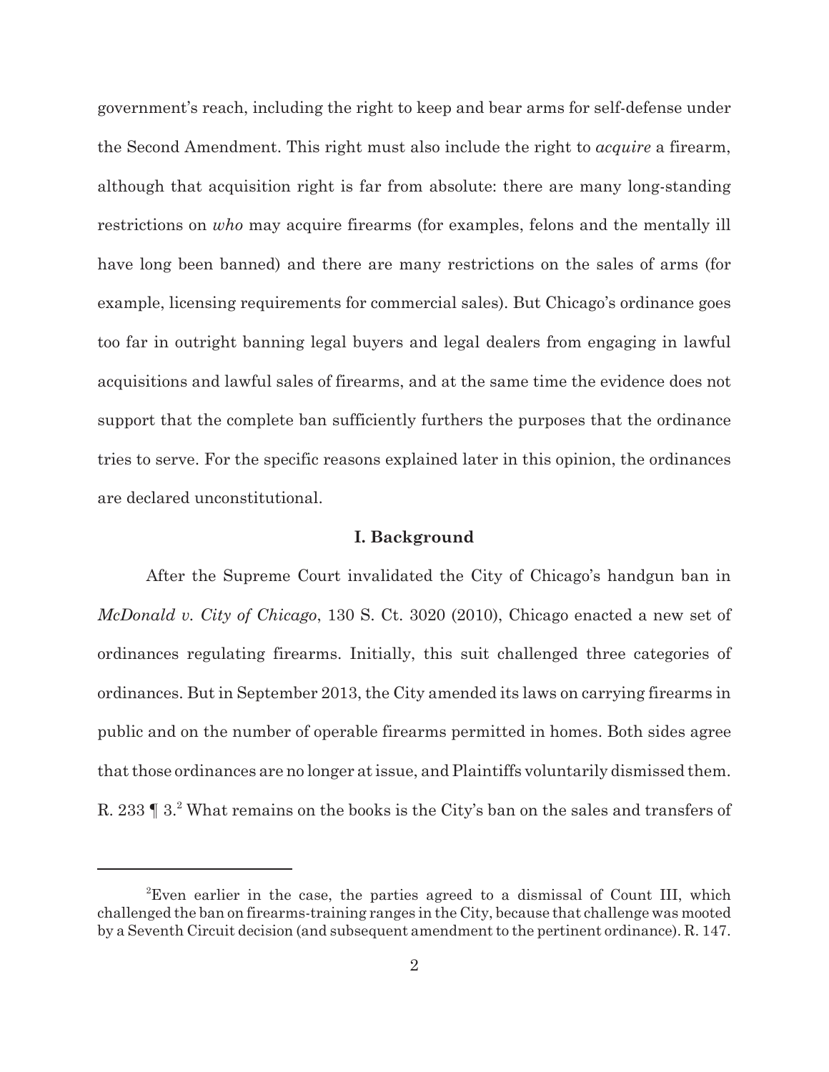government's reach, including the right to keep and bear arms for self-defense under the Second Amendment. This right must also include the right to *acquire* a firearm, although that acquisition right is far from absolute: there are many long-standing restrictions on *who* may acquire firearms (for examples, felons and the mentally ill have long been banned) and there are many restrictions on the sales of arms (for example, licensing requirements for commercial sales). But Chicago's ordinance goes too far in outright banning legal buyers and legal dealers from engaging in lawful acquisitions and lawful sales of firearms, and at the same time the evidence does not support that the complete ban sufficiently furthers the purposes that the ordinance tries to serve. For the specific reasons explained later in this opinion, the ordinances are declared unconstitutional.

## I. Background

After the Supreme Court invalidated the City of Chicago's handgun ban in *McDonald v. City of Chicago*, 130 S. Ct. 3020 (2010), Chicago enacted a new set of ordinances regulating firearms. Initially, this suit challenged three categories of ordinances. But in September 2013, the City amended its laws on carrying firearms in public and on the number of operable firearms permitted in homes. Both sides agree that those ordinances are no longer at issue, and Plaintiffs voluntarily dismissed them. R. 233 ¶ 3.[2] What remains on the books is the City's ban on the sales and transfers of

[2]Even earlier in the case, the parties agreed to a dismissal of Count III, which challenged the ban on firearms-training ranges in the City, because that challenge was mooted by a Seventh Circuit decision (and subsequent amendment to the pertinent ordinance). R. 147.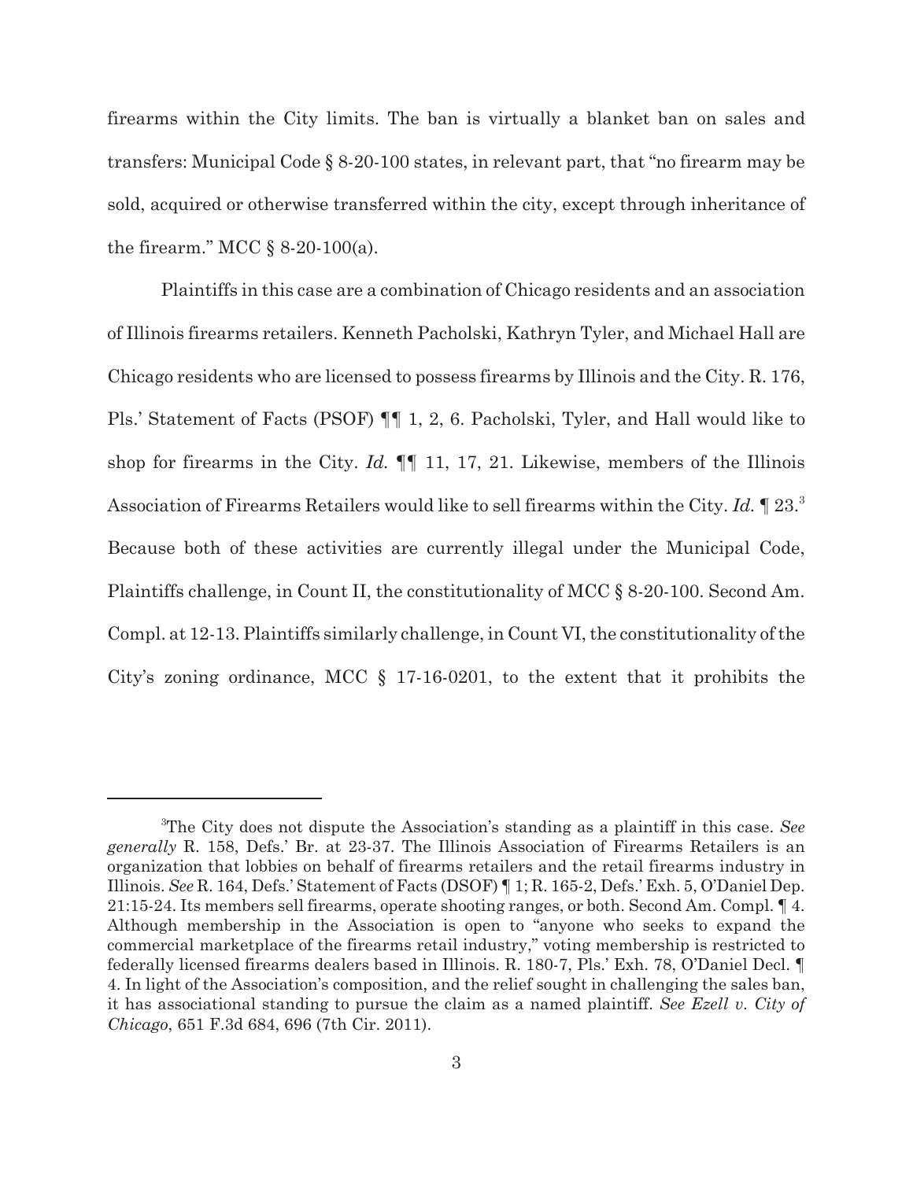firearms within the City limits. The ban is virtually a blanket ban on sales and transfers: Municipal Code § 8-20-100 states, in relevant part, that "no firearm may be sold, acquired or otherwise transferred within the city, except through inheritance of the firearm." MCC § 8-20-100(a).

Plaintiffs in this case are a combination of Chicago residents and an association of Illinois firearms retailers. Kenneth Pacholski, Kathryn Tyler, and Michael Hall are Chicago residents who are licensed to possess firearms by Illinois and the City. R. 176, Pls.' Statement of Facts (PSOF) ¶¶ 1, 2, 6. Pacholski, Tyler, and Hall would like to shop for firearms in the City. *Id.* ¶¶ 11, 17, 21. Likewise, members of the Illinois Association of Firearms Retailers would like to sell firearms within the City. *Id.* ¶ 23.[3] Because both of these activities are currently illegal under the Municipal Code, Plaintiffs challenge, in Count II, the constitutionality of MCC § 8-20-100. Second Am. Compl. at 12-13. Plaintiffs similarly challenge, in Count VI, the constitutionality of the City's zoning ordinance, MCC § 17-16-0201, to the extent that it prohibits the

---

[3]The City does not dispute the Association's standing as a plaintiff in this case. *See generally* R. 158, Defs.' Br. at 23-37. The Illinois Association of Firearms Retailers is an organization that lobbies on behalf of firearms retailers and the retail firearms industry in Illinois. *See* R. 164, Defs.' Statement of Facts (DSOF) ¶ 1; R. 165-2, Defs.' Exh. 5, O'Daniel Dep. 21:15-24. Its members sell firearms, operate shooting ranges, or both. Second Am. Compl. ¶ 4. Although membership in the Association is open to "anyone who seeks to expand the commercial marketplace of the firearms retail industry," voting membership is restricted to federally licensed firearms dealers based in Illinois. R. 180-7, Pls.' Exh. 78, O'Daniel Decl. ¶ 4. In light of the Association's composition, and the relief sought in challenging the sales ban, it has associational standing to pursue the claim as a named plaintiff. *See Ezell v. City of Chicago*, 651 F.3d 684, 696 (7th Cir. 2011).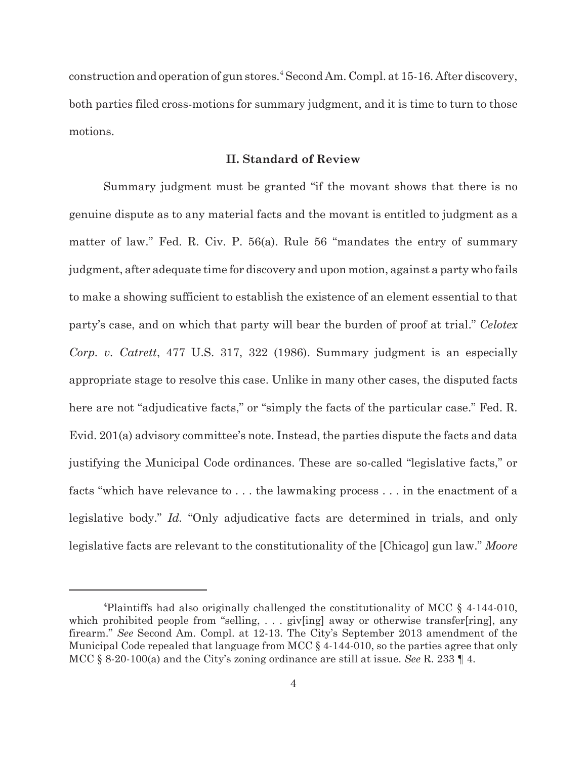construction and operation of gun stores.[4] Second Am. Compl. at 15-16. After discovery, both parties filed cross-motions for summary judgment, and it is time to turn to those motions.

## II. Standard of Review

Summary judgment must be granted "if the movant shows that there is no genuine dispute as to any material facts and the movant is entitled to judgment as a matter of law." Fed. R. Civ. P. 56(a). Rule 56 "mandates the entry of summary judgment, after adequate time for discovery and upon motion, against a party who fails to make a showing sufficient to establish the existence of an element essential to that party's case, and on which that party will bear the burden of proof at trial." *Celotex Corp. v. Catrett*, 477 U.S. 317, 322 (1986). Summary judgment is an especially appropriate stage to resolve this case. Unlike in many other cases, the disputed facts here are not "adjudicative facts," or "simply the facts of the particular case." Fed. R. Evid. 201(a) advisory committee's note. Instead, the parties dispute the facts and data justifying the Municipal Code ordinances. These are so-called "legislative facts," or facts "which have relevance to . . . the lawmaking process . . . in the enactment of a legislative body." *Id.* "Only adjudicative facts are determined in trials, and only legislative facts are relevant to the constitutionality of the [Chicago] gun law." *Moore*

---

[4]Plaintiffs had also originally challenged the constitutionality of MCC § 4-144-010, which prohibited people from "selling, . . . giv[ing] away or otherwise transfer[ring], any firearm." *See* Second Am. Compl. at 12-13. The City's September 2013 amendment of the Municipal Code repealed that language from MCC § 4-144-010, so the parties agree that only MCC § 8-20-100(a) and the City's zoning ordinance are still at issue. *See* R. 233 ¶ 4.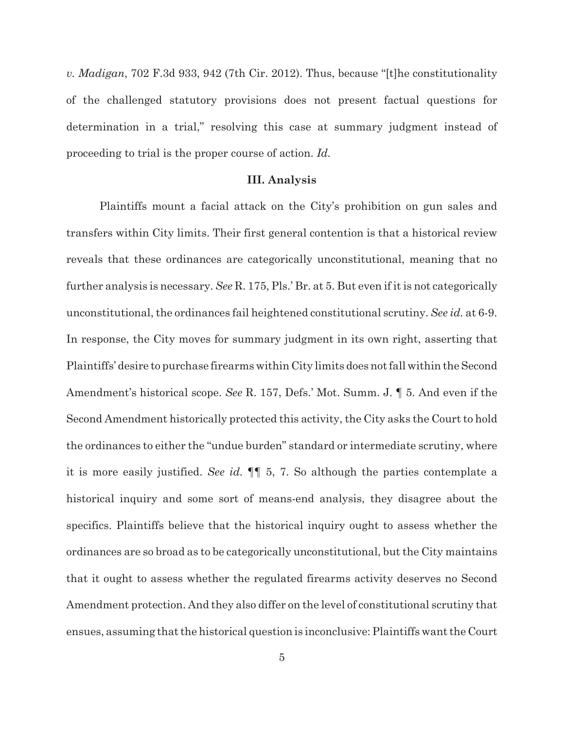*v. Madigan*, 702 F.3d 933, 942 (7th Cir. 2012). Thus, because "[t]he constitutionality of the challenged statutory provisions does not present factual questions for determination in a trial," resolving this case at summary judgment instead of proceeding to trial is the proper course of action. *Id.*

### III. Analysis

Plaintiffs mount a facial attack on the City's prohibition on gun sales and transfers within City limits. Their first general contention is that a historical review reveals that these ordinances are categorically unconstitutional, meaning that no further analysis is necessary. *See* R. 175, Pls.' Br. at 5. But even if it is not categorically unconstitutional, the ordinances fail heightened constitutional scrutiny. *See id.* at 6-9. In response, the City moves for summary judgment in its own right, asserting that Plaintiffs' desire to purchase firearms within City limits does not fall within the Second Amendment's historical scope. *See* R. 157, Defs.' Mot. Summ. J. ¶ 5. And even if the Second Amendment historically protected this activity, the City asks the Court to hold the ordinances to either the "undue burden" standard or intermediate scrutiny, where it is more easily justified. *See id.* ¶¶ 5, 7. So although the parties contemplate a historical inquiry and some sort of means-end analysis, they disagree about the specifics. Plaintiffs believe that the historical inquiry ought to assess whether the ordinances are so broad as to be categorically unconstitutional, but the City maintains that it ought to assess whether the regulated firearms activity deserves no Second Amendment protection. And they also differ on the level of constitutional scrutiny that ensues, assuming that the historical question is inconclusive: Plaintiffs want the Court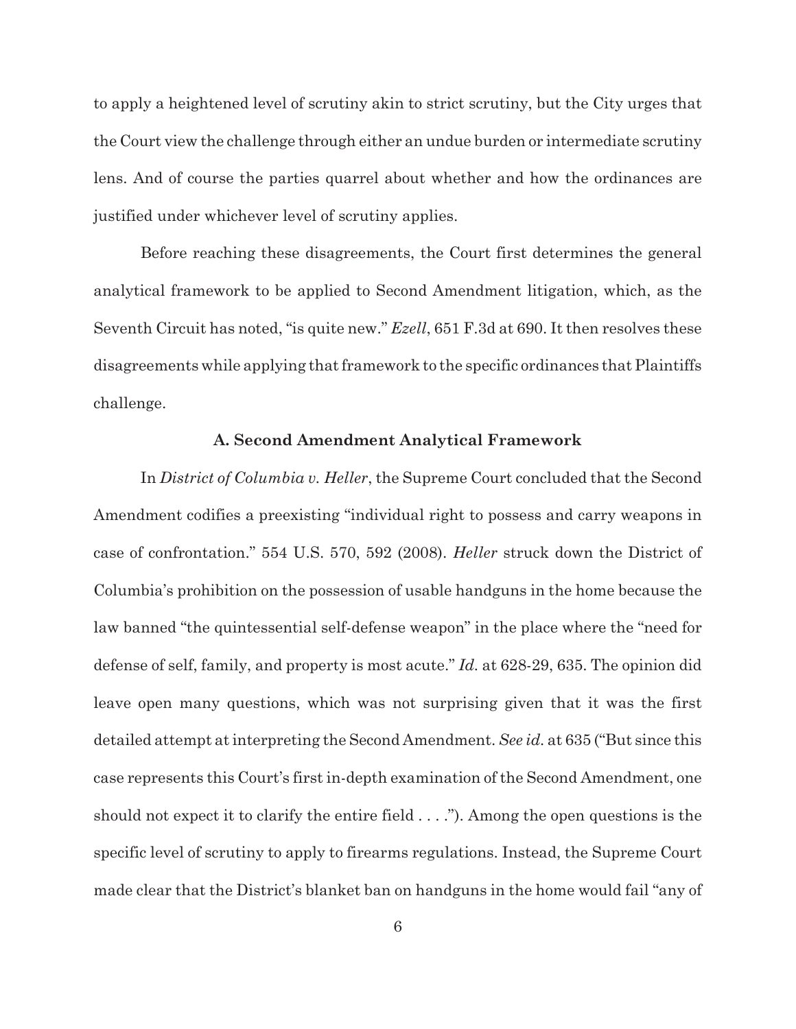to apply a heightened level of scrutiny akin to strict scrutiny, but the City urges that the Court view the challenge through either an undue burden or intermediate scrutiny lens. And of course the parties quarrel about whether and how the ordinances are justified under whichever level of scrutiny applies.

Before reaching these disagreements, the Court first determines the general analytical framework to be applied to Second Amendment litigation, which, as the Seventh Circuit has noted, "is quite new." *Ezell*, 651 F.3d at 690. It then resolves these disagreements while applying that framework to the specific ordinances that Plaintiffs challenge.

### A. Second Amendment Analytical Framework

In *District of Columbia v. Heller*, the Supreme Court concluded that the Second Amendment codifies a preexisting "individual right to possess and carry weapons in case of confrontation." 554 U.S. 570, 592 (2008). *Heller* struck down the District of Columbia's prohibition on the possession of usable handguns in the home because the law banned "the quintessential self-defense weapon" in the place where the "need for defense of self, family, and property is most acute." *Id.* at 628-29, 635. The opinion did leave open many questions, which was not surprising given that it was the first detailed attempt at interpreting the Second Amendment. *See id.* at 635 ("But since this case represents this Court's first in-depth examination of the Second Amendment, one should not expect it to clarify the entire field . . . ."). Among the open questions is the specific level of scrutiny to apply to firearms regulations. Instead, the Supreme Court made clear that the District's blanket ban on handguns in the home would fail "any of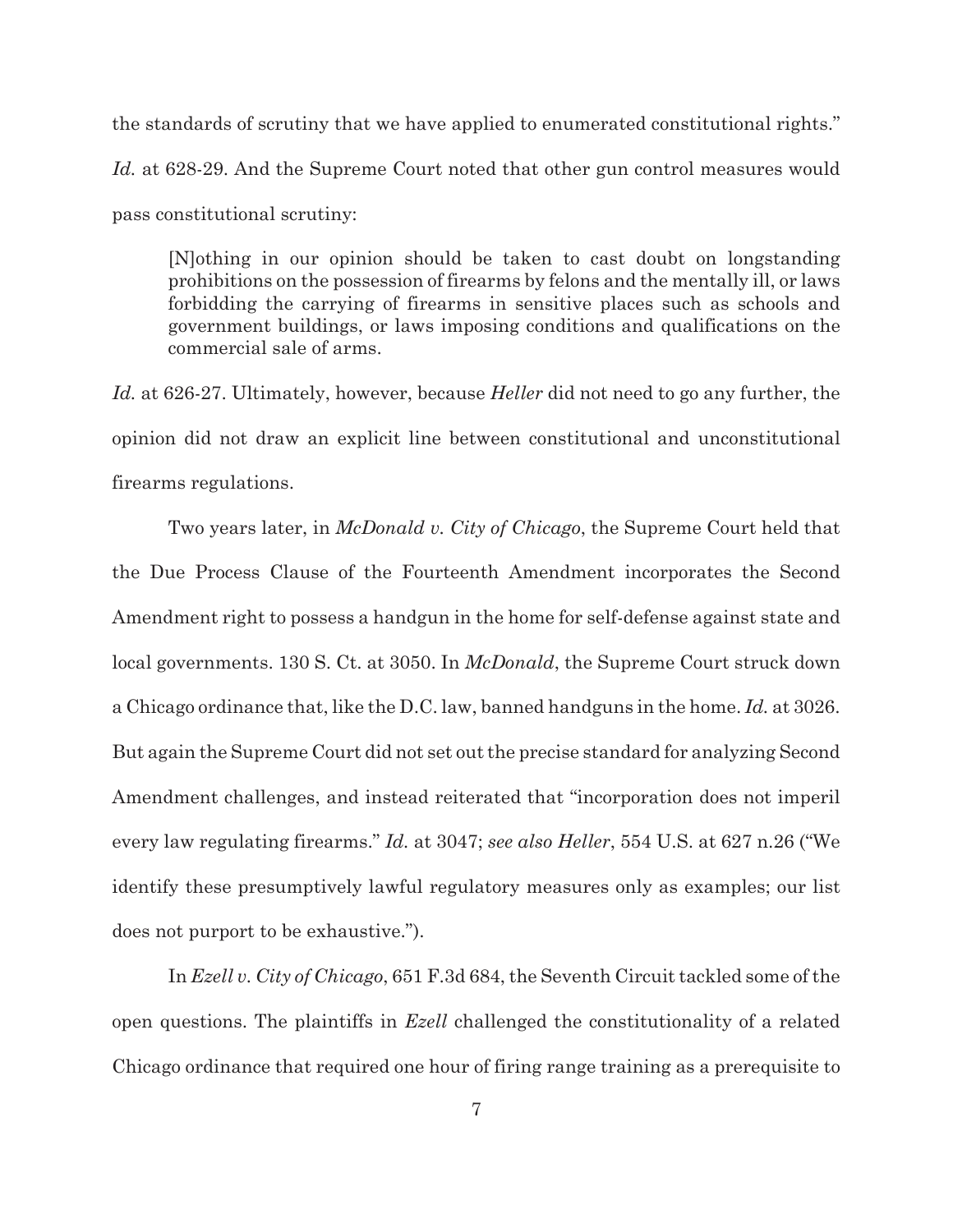the standards of scrutiny that we have applied to enumerated constitutional rights." *Id.* at 628-29. And the Supreme Court noted that other gun control measures would pass constitutional scrutiny:

> [N]othing in our opinion should be taken to cast doubt on longstanding prohibitions on the possession of firearms by felons and the mentally ill, or laws forbidding the carrying of firearms in sensitive places such as schools and government buildings, or laws imposing conditions and qualifications on the commercial sale of arms.

*Id.* at 626-27. Ultimately, however, because *Heller* did not need to go any further, the opinion did not draw an explicit line between constitutional and unconstitutional firearms regulations.

Two years later, in *McDonald v. City of Chicago*, the Supreme Court held that the Due Process Clause of the Fourteenth Amendment incorporates the Second Amendment right to possess a handgun in the home for self-defense against state and local governments. 130 S. Ct. at 3050. In *McDonald*, the Supreme Court struck down a Chicago ordinance that, like the D.C. law, banned handguns in the home. *Id.* at 3026. But again the Supreme Court did not set out the precise standard for analyzing Second Amendment challenges, and instead reiterated that "incorporation does not imperil every law regulating firearms." *Id.* at 3047; *see also Heller*, 554 U.S. at 627 n.26 ("We identify these presumptively lawful regulatory measures only as examples; our list does not purport to be exhaustive.").

In *Ezell v. City of Chicago*, 651 F.3d 684, the Seventh Circuit tackled some of the open questions. The plaintiffs in *Ezell* challenged the constitutionality of a related Chicago ordinance that required one hour of firing range training as a prerequisite to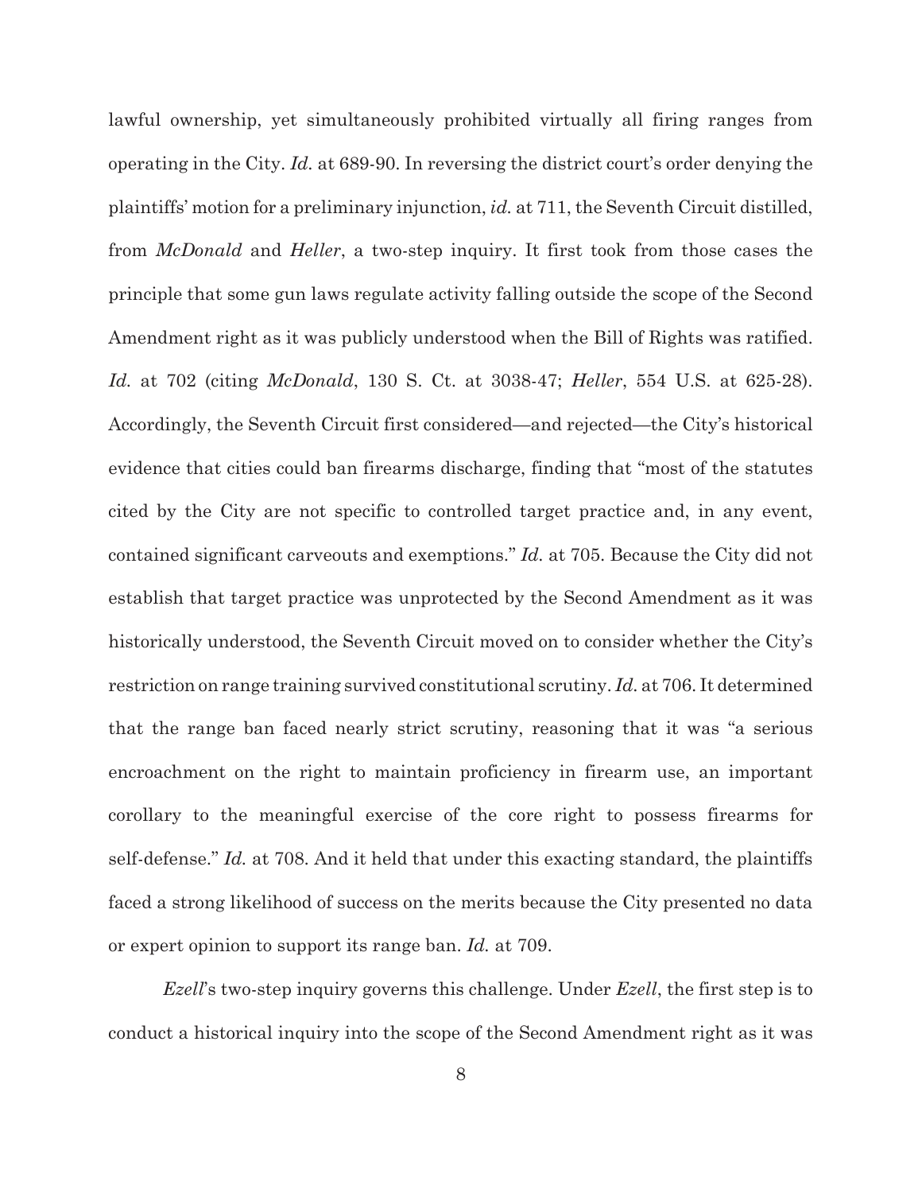lawful ownership, yet simultaneously prohibited virtually all firing ranges from operating in the City. *Id.* at 689-90. In reversing the district court's order denying the plaintiffs' motion for a preliminary injunction, *id.* at 711, the Seventh Circuit distilled, from *McDonald* and *Heller*, a two-step inquiry. It first took from those cases the principle that some gun laws regulate activity falling outside the scope of the Second Amendment right as it was publicly understood when the Bill of Rights was ratified. *Id.* at 702 (citing *McDonald*, 130 S. Ct. at 3038-47; *Heller*, 554 U.S. at 625-28). Accordingly, the Seventh Circuit first considered—and rejected—the City's historical evidence that cities could ban firearms discharge, finding that "most of the statutes cited by the City are not specific to controlled target practice and, in any event, contained significant carveouts and exemptions." *Id.* at 705. Because the City did not establish that target practice was unprotected by the Second Amendment as it was historically understood, the Seventh Circuit moved on to consider whether the City's restriction on range training survived constitutional scrutiny. *Id.* at 706. It determined that the range ban faced nearly strict scrutiny, reasoning that it was "a serious encroachment on the right to maintain proficiency in firearm use, an important corollary to the meaningful exercise of the core right to possess firearms for self-defense." *Id.* at 708. And it held that under this exacting standard, the plaintiffs faced a strong likelihood of success on the merits because the City presented no data or expert opinion to support its range ban. *Id.* at 709.

*Ezell*'s two-step inquiry governs this challenge. Under *Ezell*, the first step is to conduct a historical inquiry into the scope of the Second Amendment right as it was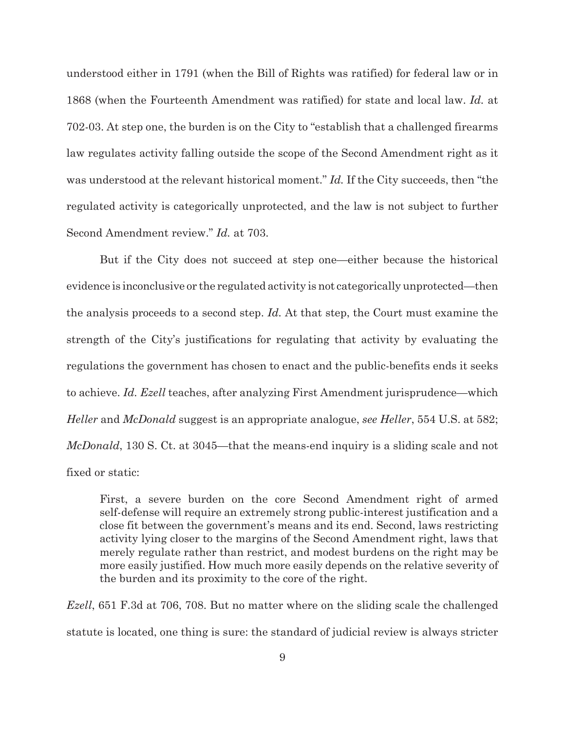understood either in 1791 (when the Bill of Rights was ratified) for federal law or in 1868 (when the Fourteenth Amendment was ratified) for state and local law. *Id.* at 702-03. At step one, the burden is on the City to "establish that a challenged firearms law regulates activity falling outside the scope of the Second Amendment right as it was understood at the relevant historical moment." *Id.* If the City succeeds, then "the regulated activity is categorically unprotected, and the law is not subject to further Second Amendment review." *Id.* at 703.

But if the City does not succeed at step one—either because the historical evidence is inconclusive or the regulated activity is not categorically unprotected—then the analysis proceeds to a second step. *Id.* At that step, the Court must examine the strength of the City's justifications for regulating that activity by evaluating the regulations the government has chosen to enact and the public-benefits ends it seeks to achieve. *Id. Ezell* teaches, after analyzing First Amendment jurisprudence—which *Heller* and *McDonald* suggest is an appropriate analogue, *see Heller*, 554 U.S. at 582; *McDonald*, 130 S. Ct. at 3045—that the means-end inquiry is a sliding scale and not fixed or static:

> First, a severe burden on the core Second Amendment right of armed self-defense will require an extremely strong public-interest justification and a close fit between the government's means and its end. Second, laws restricting activity lying closer to the margins of the Second Amendment right, laws that merely regulate rather than restrict, and modest burdens on the right may be more easily justified. How much more easily depends on the relative severity of the burden and its proximity to the core of the right.

*Ezell*, 651 F.3d at 706, 708. But no matter where on the sliding scale the challenged statute is located, one thing is sure: the standard of judicial review is always stricter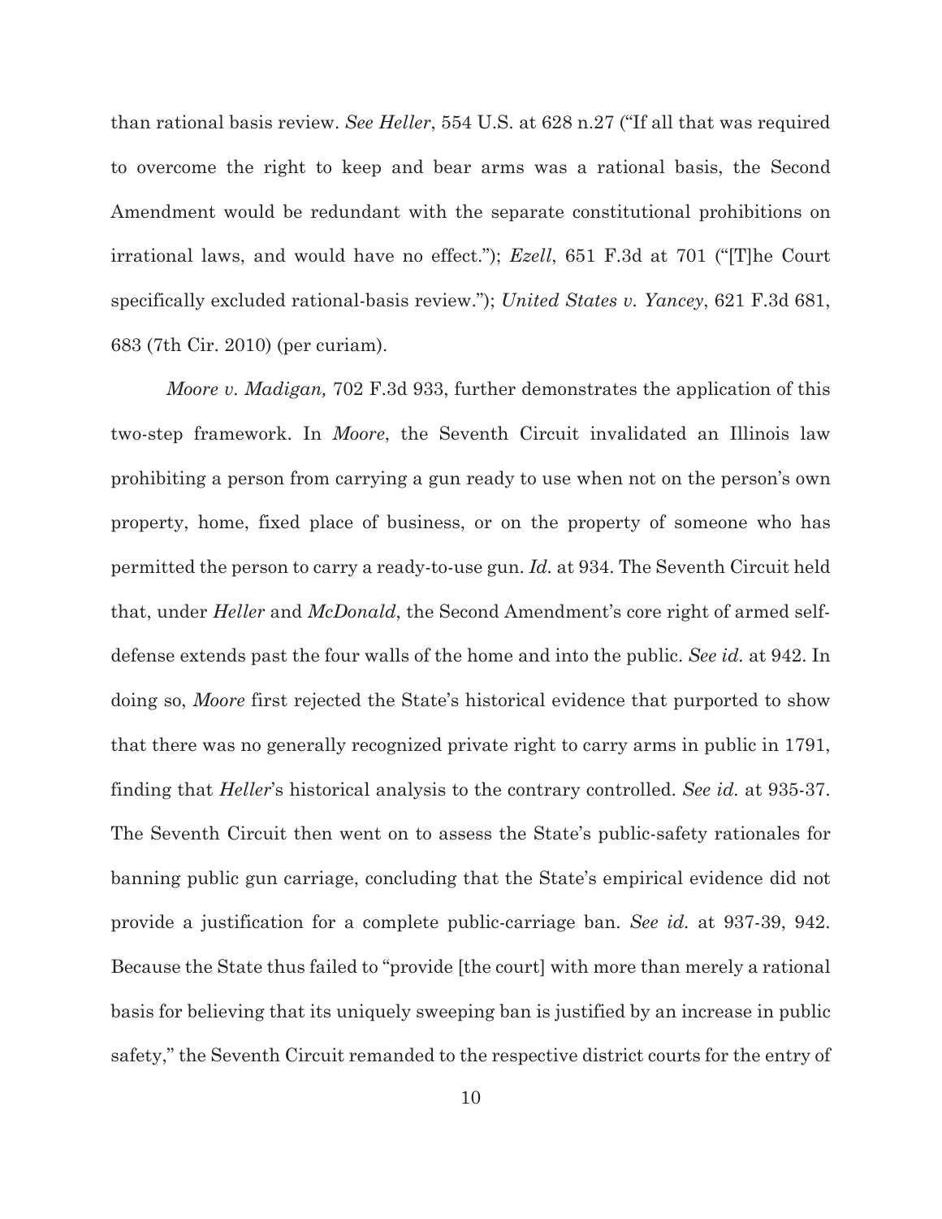than rational basis review. *See Heller*, 554 U.S. at 628 n.27 ("If all that was required to overcome the right to keep and bear arms was a rational basis, the Second Amendment would be redundant with the separate constitutional prohibitions on irrational laws, and would have no effect."); *Ezell*, 651 F.3d at 701 ("[T]he Court specifically excluded rational-basis review."); *United States v. Yancey*, 621 F.3d 681, 683 (7th Cir. 2010) (per curiam).

*Moore v. Madigan,* 702 F.3d 933, further demonstrates the application of this two-step framework. In *Moore*, the Seventh Circuit invalidated an Illinois law prohibiting a person from carrying a gun ready to use when not on the person's own property, home, fixed place of business, or on the property of someone who has permitted the person to carry a ready-to-use gun. *Id.* at 934. The Seventh Circuit held that, under *Heller* and *McDonald*, the Second Amendment's core right of armed self-defense extends past the four walls of the home and into the public. *See id.* at 942. In doing so, *Moore* first rejected the State's historical evidence that purported to show that there was no generally recognized private right to carry arms in public in 1791, finding that *Heller*'s historical analysis to the contrary controlled. *See id.* at 935-37. The Seventh Circuit then went on to assess the State's public-safety rationales for banning public gun carriage, concluding that the State's empirical evidence did not provide a justification for a complete public-carriage ban. *See id.* at 937-39, 942. Because the State thus failed to "provide [the court] with more than merely a rational basis for believing that its uniquely sweeping ban is justified by an increase in public safety," the Seventh Circuit remanded to the respective district courts for the entry of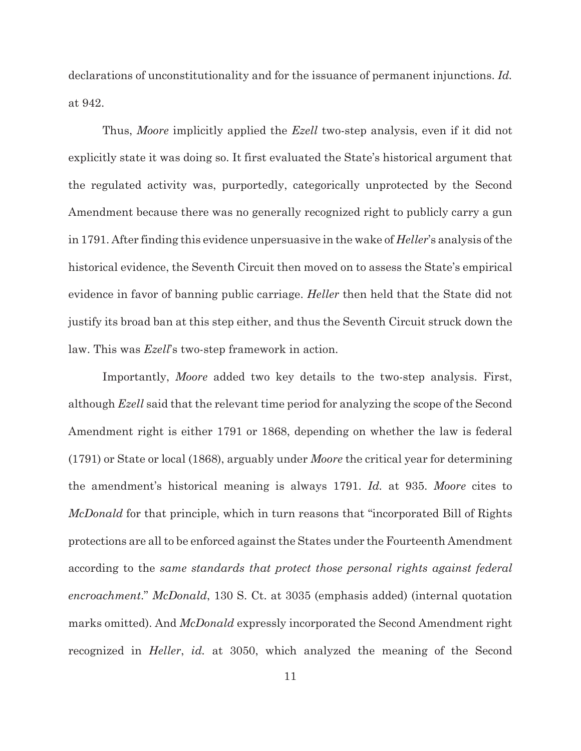declarations of unconstitutionality and for the issuance of permanent injunctions. *Id.* at 942.

Thus, *Moore* implicitly applied the *Ezell* two-step analysis, even if it did not explicitly state it was doing so. It first evaluated the State's historical argument that the regulated activity was, purportedly, categorically unprotected by the Second Amendment because there was no generally recognized right to publicly carry a gun in 1791. After finding this evidence unpersuasive in the wake of *Heller*'s analysis of the historical evidence, the Seventh Circuit then moved on to assess the State's empirical evidence in favor of banning public carriage. *Heller* then held that the State did not justify its broad ban at this step either, and thus the Seventh Circuit struck down the law. This was *Ezell*'s two-step framework in action.

Importantly, *Moore* added two key details to the two-step analysis. First, although *Ezell* said that the relevant time period for analyzing the scope of the Second Amendment right is either 1791 or 1868, depending on whether the law is federal (1791) or State or local (1868), arguably under *Moore* the critical year for determining the amendment's historical meaning is always 1791. *Id.* at 935. *Moore* cites to *McDonald* for that principle, which in turn reasons that "incorporated Bill of Rights protections are all to be enforced against the States under the Fourteenth Amendment according to the *same standards that protect those personal rights against federal encroachment*." *McDonald*, 130 S. Ct. at 3035 (emphasis added) (internal quotation marks omitted). And *McDonald* expressly incorporated the Second Amendment right recognized in *Heller*, *id.* at 3050, which analyzed the meaning of the Second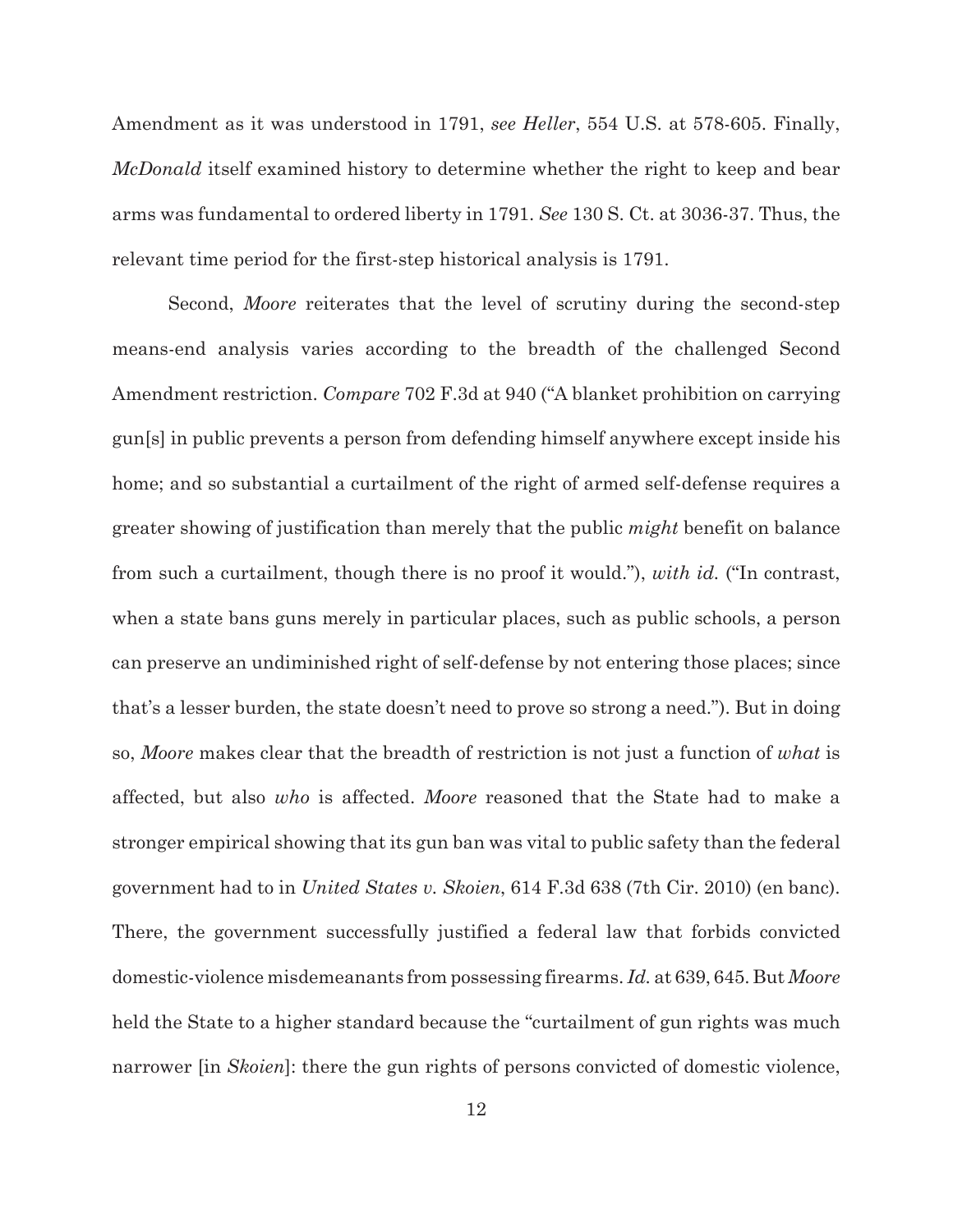Amendment as it was understood in 1791, *see Heller*, 554 U.S. at 578-605. Finally, *McDonald* itself examined history to determine whether the right to keep and bear arms was fundamental to ordered liberty in 1791. *See* 130 S. Ct. at 3036-37. Thus, the relevant time period for the first-step historical analysis is 1791.

Second, *Moore* reiterates that the level of scrutiny during the second-step means-end analysis varies according to the breadth of the challenged Second Amendment restriction. *Compare* 702 F.3d at 940 ("A blanket prohibition on carrying gun[s] in public prevents a person from defending himself anywhere except inside his home; and so substantial a curtailment of the right of armed self-defense requires a greater showing of justification than merely that the public *might* benefit on balance from such a curtailment, though there is no proof it would."), *with id.* ("In contrast, when a state bans guns merely in particular places, such as public schools, a person can preserve an undiminished right of self-defense by not entering those places; since that's a lesser burden, the state doesn't need to prove so strong a need."). But in doing so, *Moore* makes clear that the breadth of restriction is not just a function of *what* is affected, but also *who* is affected. *Moore* reasoned that the State had to make a stronger empirical showing that its gun ban was vital to public safety than the federal government had to in *United States v. Skoien*, 614 F.3d 638 (7th Cir. 2010) (en banc). There, the government successfully justified a federal law that forbids convicted domestic-violence misdemeanants from possessing firearms. *Id.* at 639, 645. But *Moore* held the State to a higher standard because the "curtailment of gun rights was much narrower [in *Skoien*]: there the gun rights of persons convicted of domestic violence,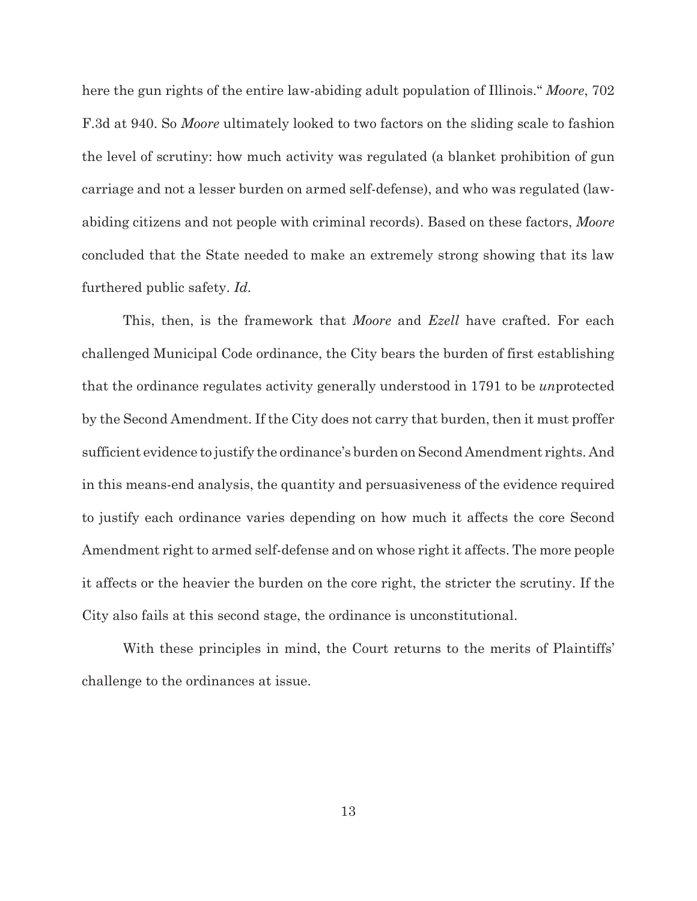here the gun rights of the entire law-abiding adult population of Illinois." *Moore*, 702 F.3d at 940. So *Moore* ultimately looked to two factors on the sliding scale to fashion the level of scrutiny: how much activity was regulated (a blanket prohibition of gun carriage and not a lesser burden on armed self-defense), and who was regulated (law-abiding citizens and not people with criminal records). Based on these factors, *Moore* concluded that the State needed to make an extremely strong showing that its law furthered public safety. *Id.*

This, then, is the framework that *Moore* and *Ezell* have crafted. For each challenged Municipal Code ordinance, the City bears the burden of first establishing that the ordinance regulates activity generally understood in 1791 to be *un*protected by the Second Amendment. If the City does not carry that burden, then it must proffer sufficient evidence to justify the ordinance's burden on Second Amendment rights. And in this means-end analysis, the quantity and persuasiveness of the evidence required to justify each ordinance varies depending on how much it affects the core Second Amendment right to armed self-defense and on whose right it affects. The more people it affects or the heavier the burden on the core right, the stricter the scrutiny. If the City also fails at this second stage, the ordinance is unconstitutional.

With these principles in mind, the Court returns to the merits of Plaintiffs' challenge to the ordinances at issue.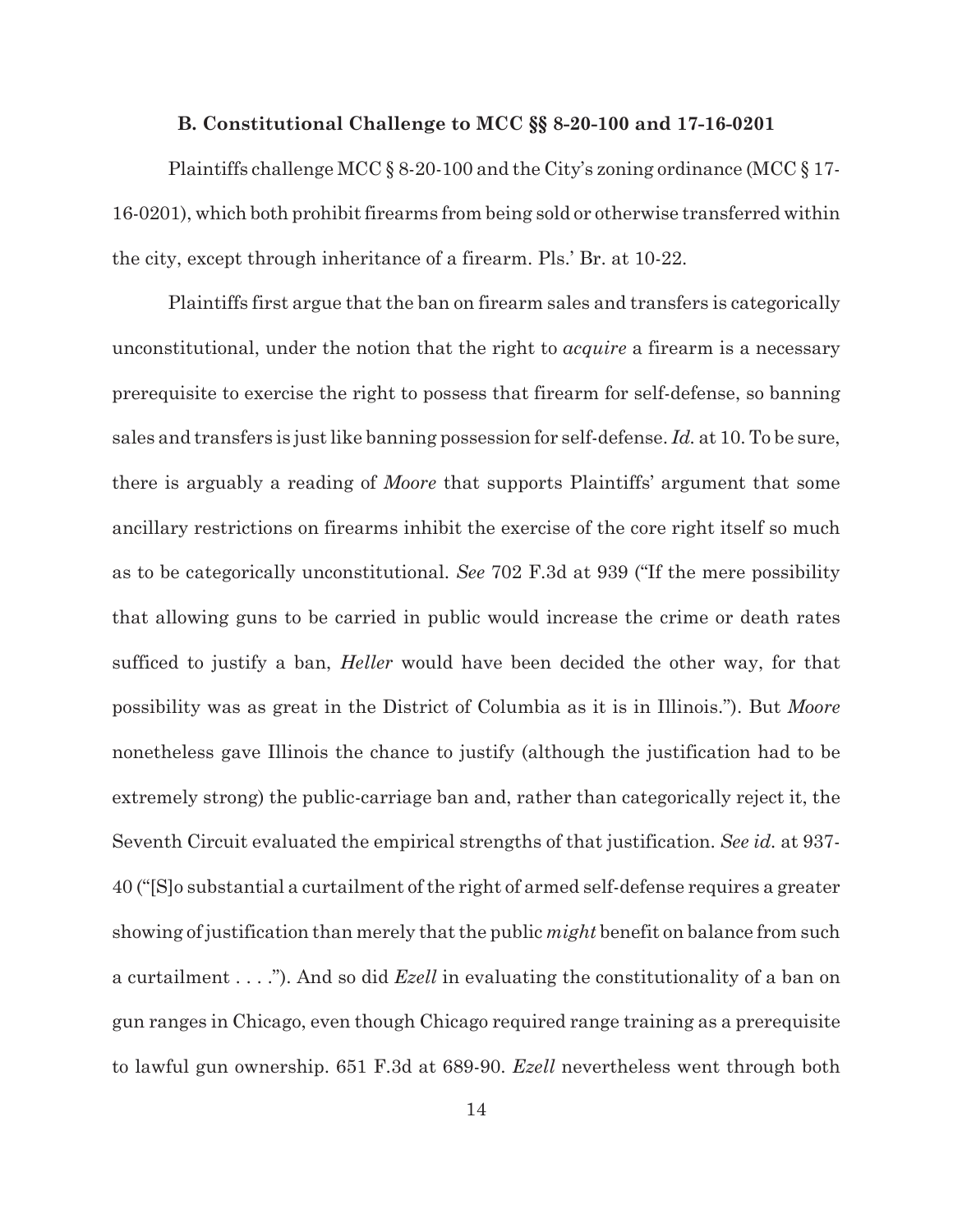### B. Constitutional Challenge to MCC §§ 8-20-100 and 17-16-0201

Plaintiffs challenge MCC § 8-20-100 and the City's zoning ordinance (MCC § 17-16-0201), which both prohibit firearms from being sold or otherwise transferred within the city, except through inheritance of a firearm. Pls.' Br. at 10-22.

Plaintiffs first argue that the ban on firearm sales and transfers is categorically unconstitutional, under the notion that the right to *acquire* a firearm is a necessary prerequisite to exercise the right to possess that firearm for self-defense, so banning sales and transfers is just like banning possession for self-defense. *Id.* at 10. To be sure, there is arguably a reading of *Moore* that supports Plaintiffs' argument that some ancillary restrictions on firearms inhibit the exercise of the core right itself so much as to be categorically unconstitutional. *See* 702 F.3d at 939 ("If the mere possibility that allowing guns to be carried in public would increase the crime or death rates sufficed to justify a ban, *Heller* would have been decided the other way, for that possibility was as great in the District of Columbia as it is in Illinois."). But *Moore* nonetheless gave Illinois the chance to justify (although the justification had to be extremely strong) the public-carriage ban and, rather than categorically reject it, the Seventh Circuit evaluated the empirical strengths of that justification. *See id.* at 937-40 ("[S]o substantial a curtailment of the right of armed self-defense requires a greater showing of justification than merely that the public *might* benefit on balance from such a curtailment . . . ."). And so did *Ezell* in evaluating the constitutionality of a ban on gun ranges in Chicago, even though Chicago required range training as a prerequisite to lawful gun ownership. 651 F.3d at 689-90. *Ezell* nevertheless went through both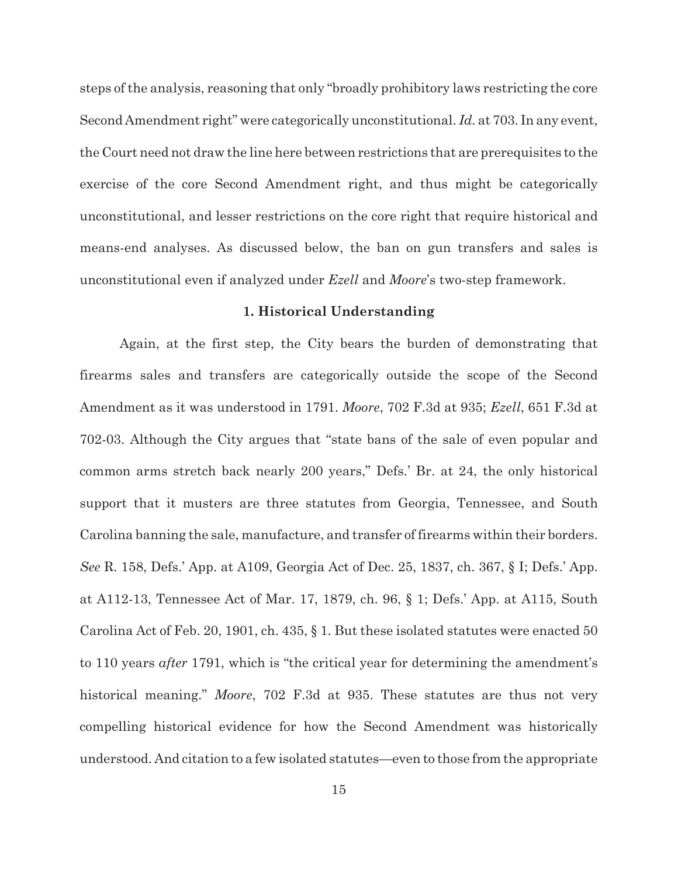steps of the analysis, reasoning that only "broadly prohibitory laws restricting the core Second Amendment right" were categorically unconstitutional. *Id.* at 703. In any event, the Court need not draw the line here between restrictions that are prerequisites to the exercise of the core Second Amendment right, and thus might be categorically unconstitutional, and lesser restrictions on the core right that require historical and means-end analyses. As discussed below, the ban on gun transfers and sales is unconstitutional even if analyzed under *Ezell* and *Moore*'s two-step framework.

### 1. Historical Understanding

Again, at the first step, the City bears the burden of demonstrating that firearms sales and transfers are categorically outside the scope of the Second Amendment as it was understood in 1791. *Moore*, 702 F.3d at 935; *Ezell*, 651 F.3d at 702-03. Although the City argues that "state bans of the sale of even popular and common arms stretch back nearly 200 years," Defs.' Br. at 24, the only historical support that it musters are three statutes from Georgia, Tennessee, and South Carolina banning the sale, manufacture, and transfer of firearms within their borders. *See* R. 158, Defs.' App. at A109, Georgia Act of Dec. 25, 1837, ch. 367, § I; Defs.' App. at A112-13, Tennessee Act of Mar. 17, 1879, ch. 96, § 1; Defs.' App. at A115, South Carolina Act of Feb. 20, 1901, ch. 435, § 1. But these isolated statutes were enacted 50 to 110 years *after* 1791, which is "the critical year for determining the amendment's historical meaning." *Moore*, 702 F.3d at 935. These statutes are thus not very compelling historical evidence for how the Second Amendment was historically understood. And citation to a few isolated statutes—even to those from the appropriate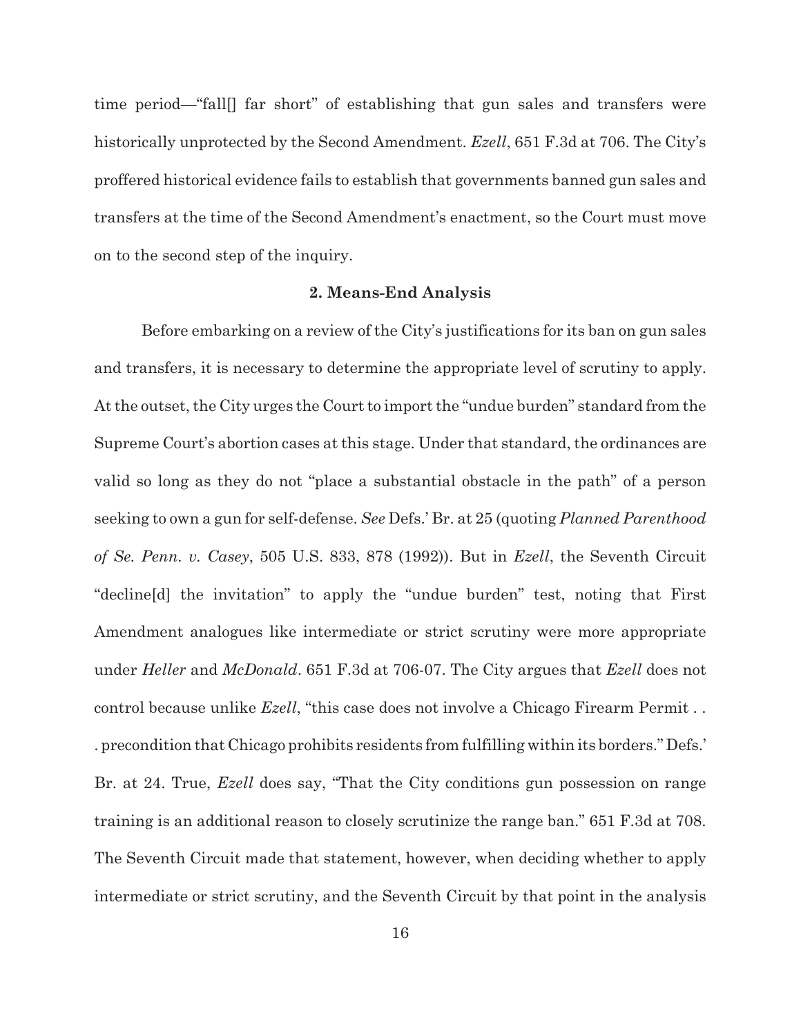time period—"fall[] far short" of establishing that gun sales and transfers were historically unprotected by the Second Amendment. *Ezell*, 651 F.3d at 706. The City's proffered historical evidence fails to establish that governments banned gun sales and transfers at the time of the Second Amendment's enactment, so the Court must move on to the second step of the inquiry.

**2. Means-End Analysis**

Before embarking on a review of the City's justifications for its ban on gun sales and transfers, it is necessary to determine the appropriate level of scrutiny to apply. At the outset, the City urges the Court to import the "undue burden" standard from the Supreme Court's abortion cases at this stage. Under that standard, the ordinances are valid so long as they do not "place a substantial obstacle in the path" of a person seeking to own a gun for self-defense. *See* Defs.' Br. at 25 (quoting *Planned Parenthood of Se. Penn. v. Casey*, 505 U.S. 833, 878 (1992)). But in *Ezell*, the Seventh Circuit "decline[d] the invitation" to apply the "undue burden" test, noting that First Amendment analogues like intermediate or strict scrutiny were more appropriate under *Heller* and *McDonald*. 651 F.3d at 706-07. The City argues that *Ezell* does not control because unlike *Ezell*, "this case does not involve a Chicago Firearm Permit . . . precondition that Chicago prohibits residents from fulfilling within its borders." Defs.' Br. at 24. True, *Ezell* does say, "That the City conditions gun possession on range training is an additional reason to closely scrutinize the range ban." 651 F.3d at 708. The Seventh Circuit made that statement, however, when deciding whether to apply intermediate or strict scrutiny, and the Seventh Circuit by that point in the analysis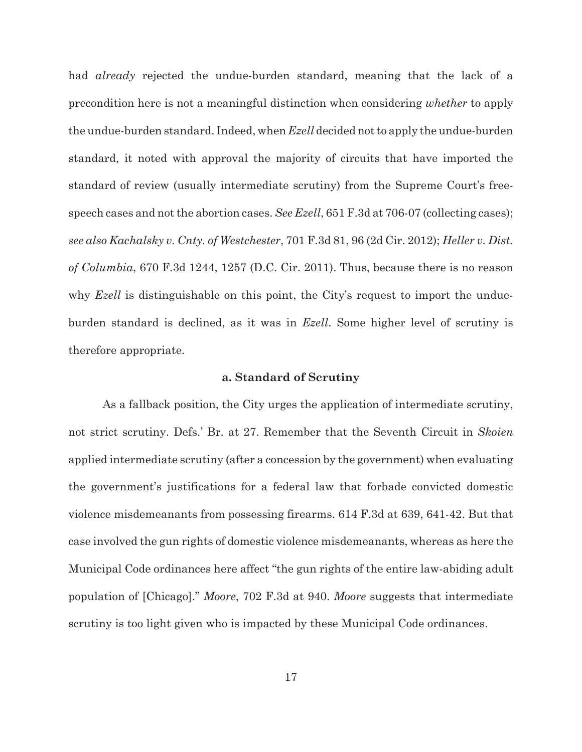had *already* rejected the undue-burden standard, meaning that the lack of a precondition here is not a meaningful distinction when considering *whether* to apply the undue-burden standard. Indeed, when *Ezell* decided not to apply the undue-burden standard, it noted with approval the majority of circuits that have imported the standard of review (usually intermediate scrutiny) from the Supreme Court's free-speech cases and not the abortion cases. *See Ezell*, 651 F.3d at 706-07 (collecting cases); *see also Kachalsky v. Cnty. of Westchester*, 701 F.3d 81, 96 (2d Cir. 2012); *Heller v. Dist. of Columbia*, 670 F.3d 1244, 1257 (D.C. Cir. 2011). Thus, because there is no reason why *Ezell* is distinguishable on this point, the City's request to import the undue-burden standard is declined, as it was in *Ezell*. Some higher level of scrutiny is therefore appropriate.

**a. Standard of Scrutiny**

As a fallback position, the City urges the application of intermediate scrutiny, not strict scrutiny. Defs.' Br. at 27. Remember that the Seventh Circuit in *Skoien* applied intermediate scrutiny (after a concession by the government) when evaluating the government's justifications for a federal law that forbade convicted domestic violence misdemeanants from possessing firearms. 614 F.3d at 639, 641-42. But that case involved the gun rights of domestic violence misdemeanants, whereas as here the Municipal Code ordinances here affect "the gun rights of the entire law-abiding adult population of [Chicago]." *Moore*, 702 F.3d at 940. *Moore* suggests that intermediate scrutiny is too light given who is impacted by these Municipal Code ordinances.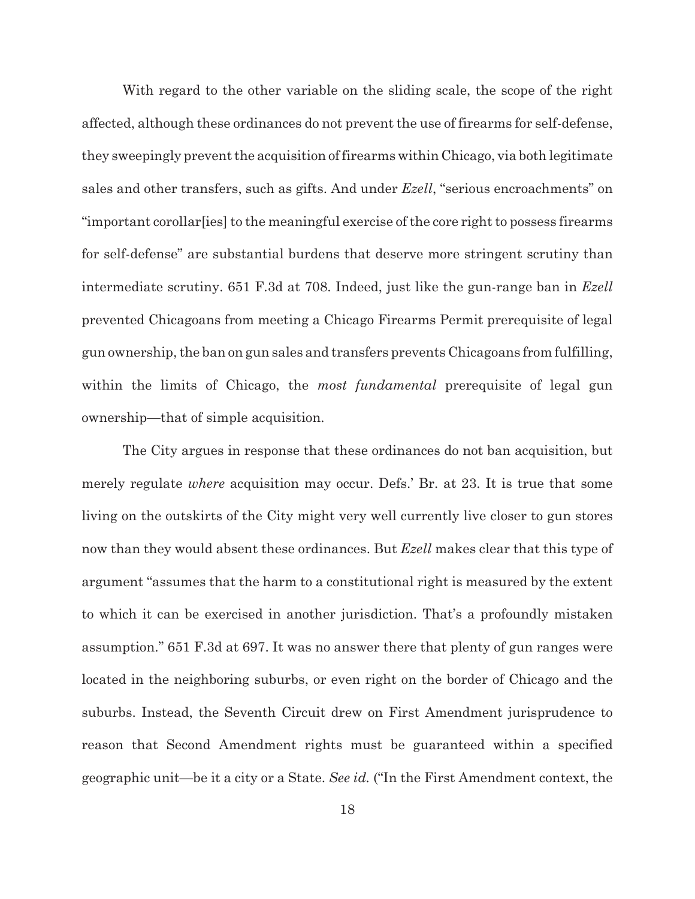With regard to the other variable on the sliding scale, the scope of the right affected, although these ordinances do not prevent the use of firearms for self-defense, they sweepingly prevent the acquisition of firearms within Chicago, via both legitimate sales and other transfers, such as gifts. And under *Ezell*, "serious encroachments" on "important corollar[ies] to the meaningful exercise of the core right to possess firearms for self-defense" are substantial burdens that deserve more stringent scrutiny than intermediate scrutiny. 651 F.3d at 708. Indeed, just like the gun-range ban in *Ezell* prevented Chicagoans from meeting a Chicago Firearms Permit prerequisite of legal gun ownership, the ban on gun sales and transfers prevents Chicagoans from fulfilling, within the limits of Chicago, the *most fundamental* prerequisite of legal gun ownership—that of simple acquisition.

The City argues in response that these ordinances do not ban acquisition, but merely regulate *where* acquisition may occur. Defs.' Br. at 23. It is true that some living on the outskirts of the City might very well currently live closer to gun stores now than they would absent these ordinances. But *Ezell* makes clear that this type of argument "assumes that the harm to a constitutional right is measured by the extent to which it can be exercised in another jurisdiction. That's a profoundly mistaken assumption." 651 F.3d at 697. It was no answer there that plenty of gun ranges were located in the neighboring suburbs, or even right on the border of Chicago and the suburbs. Instead, the Seventh Circuit drew on First Amendment jurisprudence to reason that Second Amendment rights must be guaranteed within a specified geographic unit—be it a city or a State. *See id.* ("In the First Amendment context, the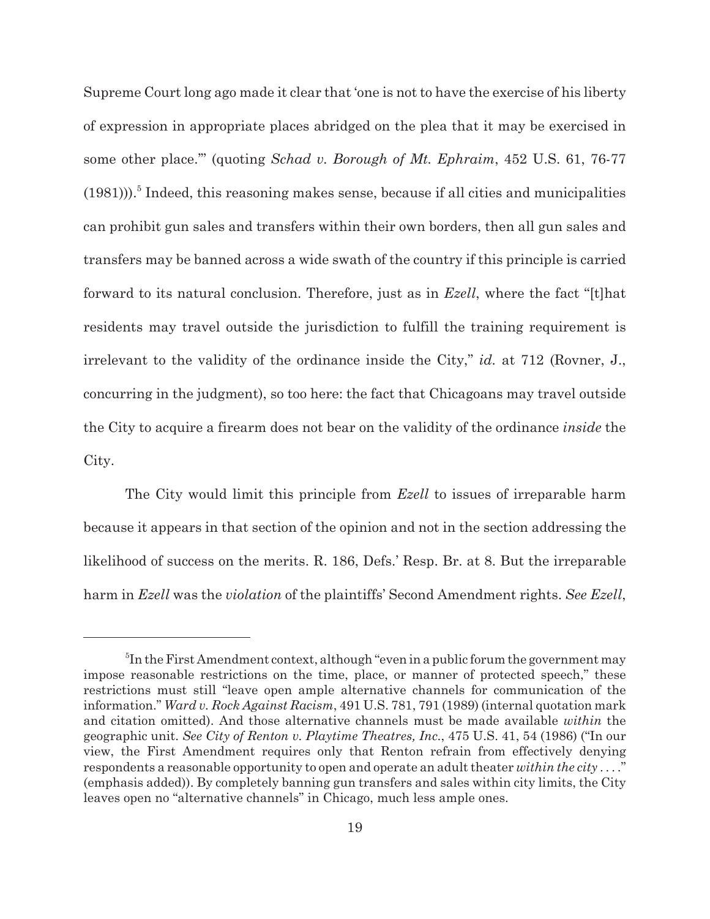Supreme Court long ago made it clear that 'one is not to have the exercise of his liberty of expression in appropriate places abridged on the plea that it may be exercised in some other place.'" (quoting *Schad v. Borough of Mt. Ephraim*, 452 U.S. 61, 76-77 (1981))).[5] Indeed, this reasoning makes sense, because if all cities and municipalities can prohibit gun sales and transfers within their own borders, then all gun sales and transfers may be banned across a wide swath of the country if this principle is carried forward to its natural conclusion. Therefore, just as in *Ezell*, where the fact "[t]hat residents may travel outside the jurisdiction to fulfill the training requirement is irrelevant to the validity of the ordinance inside the City," *id.* at 712 (Rovner, J., concurring in the judgment), so too here: the fact that Chicagoans may travel outside the City to acquire a firearm does not bear on the validity of the ordinance *inside* the City.

The City would limit this principle from *Ezell* to issues of irreparable harm because it appears in that section of the opinion and not in the section addressing the likelihood of success on the merits. R. 186, Defs.' Resp. Br. at 8. But the irreparable harm in *Ezell* was the *violation* of the plaintiffs' Second Amendment rights. *See Ezell*,

---

[5]In the First Amendment context, although "even in a public forum the government may impose reasonable restrictions on the time, place, or manner of protected speech," these restrictions must still "leave open ample alternative channels for communication of the information." *Ward v. Rock Against Racism*, 491 U.S. 781, 791 (1989) (internal quotation mark and citation omitted). And those alternative channels must be made available *within* the geographic unit. *See City of Renton v. Playtime Theatres, Inc.*, 475 U.S. 41, 54 (1986) ("In our view, the First Amendment requires only that Renton refrain from effectively denying respondents a reasonable opportunity to open and operate an adult theater *within the city* . . . ." (emphasis added)). By completely banning gun transfers and sales within city limits, the City leaves open no "alternative channels" in Chicago, much less ample ones.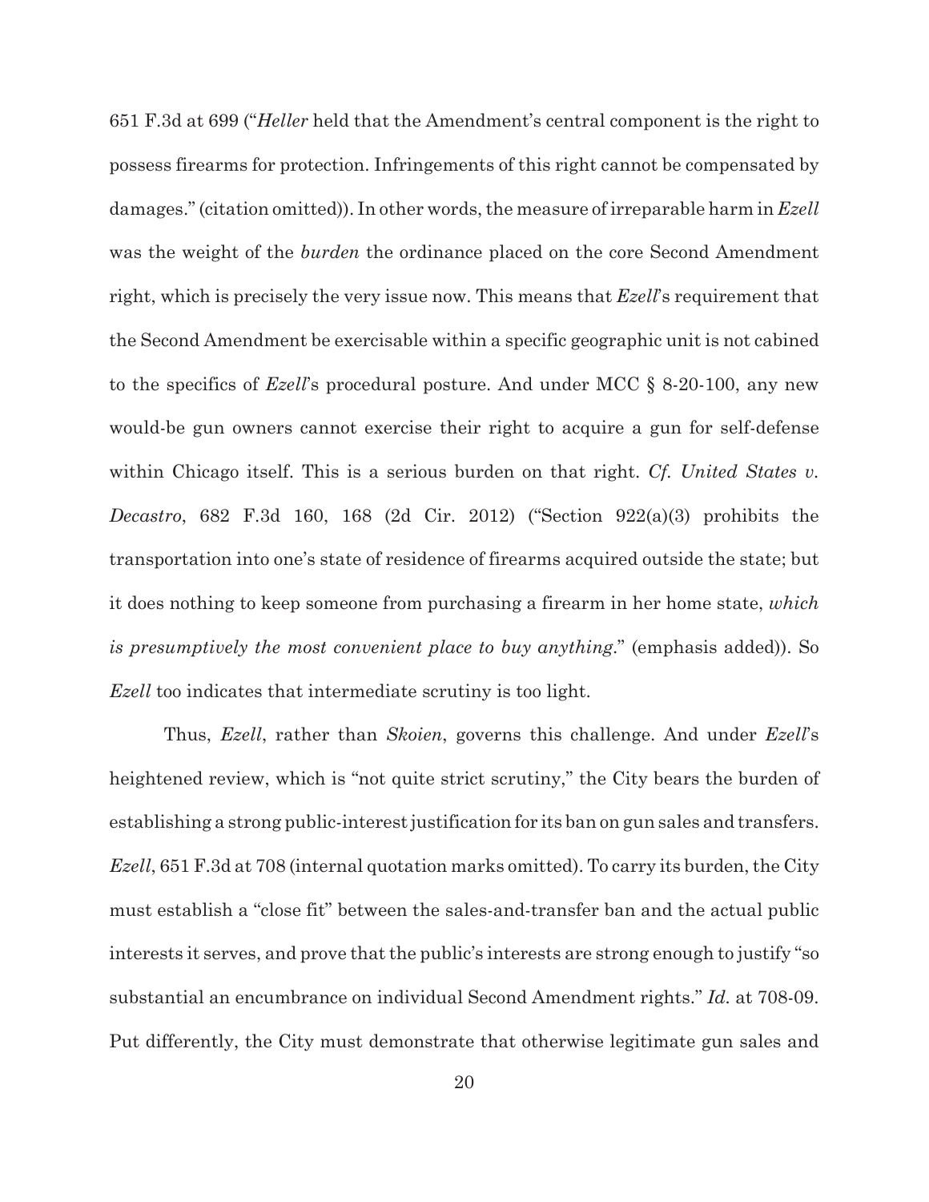651 F.3d at 699 ("*Heller* held that the Amendment's central component is the right to possess firearms for protection. Infringements of this right cannot be compensated by damages." (citation omitted)). In other words, the measure of irreparable harm in *Ezell* was the weight of the *burden* the ordinance placed on the core Second Amendment right, which is precisely the very issue now. This means that *Ezell*'s requirement that the Second Amendment be exercisable within a specific geographic unit is not cabined to the specifics of *Ezell*'s procedural posture. And under MCC § 8-20-100, any new would-be gun owners cannot exercise their right to acquire a gun for self-defense within Chicago itself. This is a serious burden on that right. *Cf. United States v. Decastro*, 682 F.3d 160, 168 (2d Cir. 2012) ("Section 922(a)(3) prohibits the transportation into one's state of residence of firearms acquired outside the state; but it does nothing to keep someone from purchasing a firearm in her home state, *which is presumptively the most convenient place to buy anything*." (emphasis added)). So *Ezell* too indicates that intermediate scrutiny is too light.

Thus, *Ezell*, rather than *Skoien*, governs this challenge. And under *Ezell*'s heightened review, which is "not quite strict scrutiny," the City bears the burden of establishing a strong public-interest justification for its ban on gun sales and transfers. *Ezell*, 651 F.3d at 708 (internal quotation marks omitted). To carry its burden, the City must establish a "close fit" between the sales-and-transfer ban and the actual public interests it serves, and prove that the public's interests are strong enough to justify "so substantial an encumbrance on individual Second Amendment rights." *Id.* at 708-09. Put differently, the City must demonstrate that otherwise legitimate gun sales and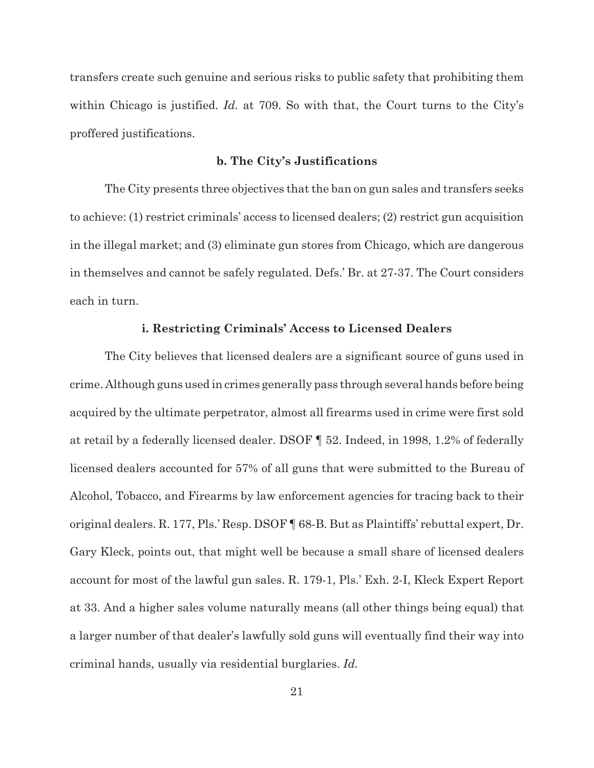transfers create such genuine and serious risks to public safety that prohibiting them within Chicago is justified. *Id.* at 709. So with that, the Court turns to the City's proffered justifications.

**b. The City's Justifications**

The City presents three objectives that the ban on gun sales and transfers seeks to achieve: (1) restrict criminals' access to licensed dealers; (2) restrict gun acquisition in the illegal market; and (3) eliminate gun stores from Chicago, which are dangerous in themselves and cannot be safely regulated. Defs.' Br. at 27-37. The Court considers each in turn.

**i. Restricting Criminals' Access to Licensed Dealers**

The City believes that licensed dealers are a significant source of guns used in crime. Although guns used in crimes generally pass through several hands before being acquired by the ultimate perpetrator, almost all firearms used in crime were first sold at retail by a federally licensed dealer. DSOF ¶ 52. Indeed, in 1998, 1.2% of federally licensed dealers accounted for 57% of all guns that were submitted to the Bureau of Alcohol, Tobacco, and Firearms by law enforcement agencies for tracing back to their original dealers. R. 177, Pls.' Resp. DSOF ¶ 68-B. But as Plaintiffs' rebuttal expert, Dr. Gary Kleck, points out, that might well be because a small share of licensed dealers account for most of the lawful gun sales. R. 179-1, Pls.' Exh. 2-I, Kleck Expert Report at 33. And a higher sales volume naturally means (all other things being equal) that a larger number of that dealer's lawfully sold guns will eventually find their way into criminal hands, usually via residential burglaries. *Id.*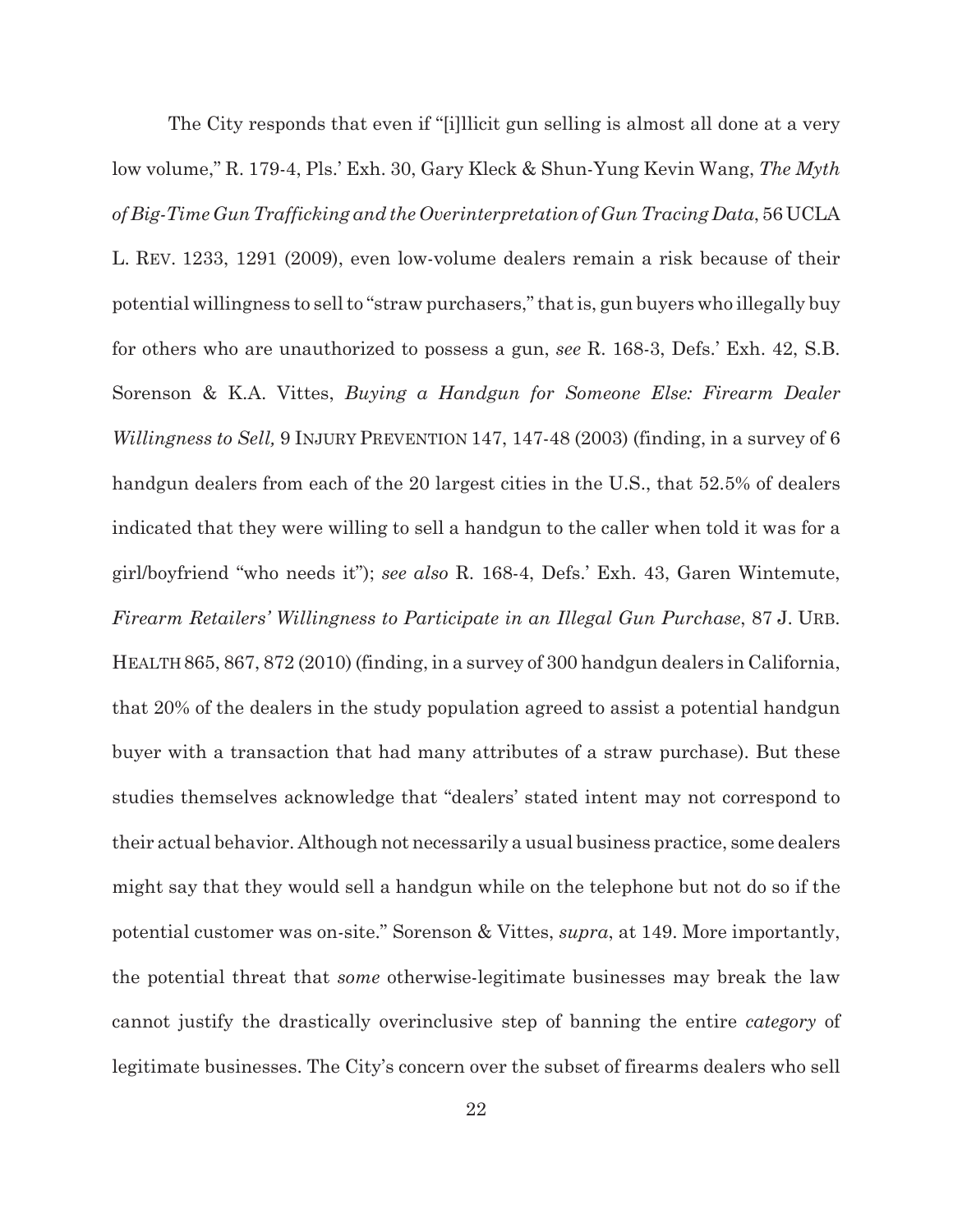The City responds that even if "[i]llicit gun selling is almost all done at a very low volume," R. 179-4, Pls.' Exh. 30, Gary Kleck & Shun-Yung Kevin Wang, *The Myth of Big-Time Gun Trafficking and the Overinterpretation of Gun Tracing Data*, 56 UCLA L. REV. 1233, 1291 (2009), even low-volume dealers remain a risk because of their potential willingness to sell to "straw purchasers," that is, gun buyers who illegally buy for others who are unauthorized to possess a gun, *see* R. 168-3, Defs.' Exh. 42, S.B. Sorenson & K.A. Vittes, *Buying a Handgun for Someone Else: Firearm Dealer Willingness to Sell,* 9 INJURY PREVENTION 147, 147-48 (2003) (finding, in a survey of 6 handgun dealers from each of the 20 largest cities in the U.S., that 52.5% of dealers indicated that they were willing to sell a handgun to the caller when told it was for a girl/boyfriend "who needs it"); *see also* R. 168-4, Defs.' Exh. 43, Garen Wintemute, *Firearm Retailers' Willingness to Participate in an Illegal Gun Purchase*, 87 J. URB. HEALTH 865, 867, 872 (2010) (finding, in a survey of 300 handgun dealers in California, that 20% of the dealers in the study population agreed to assist a potential handgun buyer with a transaction that had many attributes of a straw purchase). But these studies themselves acknowledge that "dealers' stated intent may not correspond to their actual behavior. Although not necessarily a usual business practice, some dealers might say that they would sell a handgun while on the telephone but not do so if the potential customer was on-site." Sorenson & Vittes, *supra*, at 149. More importantly, the potential threat that *some* otherwise-legitimate businesses may break the law cannot justify the drastically overinclusive step of banning the entire *category* of legitimate businesses. The City's concern over the subset of firearms dealers who sell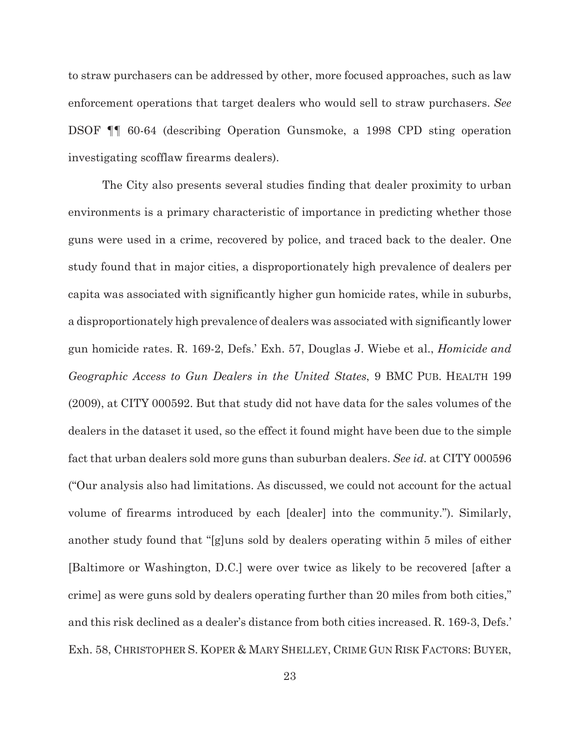to straw purchasers can be addressed by other, more focused approaches, such as law enforcement operations that target dealers who would sell to straw purchasers. *See* DSOF ¶¶ 60-64 (describing Operation Gunsmoke, a 1998 CPD sting operation investigating scofflaw firearms dealers).

The City also presents several studies finding that dealer proximity to urban environments is a primary characteristic of importance in predicting whether those guns were used in a crime, recovered by police, and traced back to the dealer. One study found that in major cities, a disproportionately high prevalence of dealers per capita was associated with significantly higher gun homicide rates, while in suburbs, a disproportionately high prevalence of dealers was associated with significantly lower gun homicide rates. R. 169-2, Defs.' Exh. 57, Douglas J. Wiebe et al., *Homicide and Geographic Access to Gun Dealers in the United States*, 9 BMC PUB. HEALTH 199 (2009), at CITY 000592. But that study did not have data for the sales volumes of the dealers in the dataset it used, so the effect it found might have been due to the simple fact that urban dealers sold more guns than suburban dealers. *See id.* at CITY 000596 ("Our analysis also had limitations. As discussed, we could not account for the actual volume of firearms introduced by each [dealer] into the community."). Similarly, another study found that "[g]uns sold by dealers operating within 5 miles of either [Baltimore or Washington, D.C.] were over twice as likely to be recovered [after a crime] as were guns sold by dealers operating further than 20 miles from both cities," and this risk declined as a dealer's distance from both cities increased. R. 169-3, Defs.' Exh. 58, CHRISTOPHER S. KOPER & MARY SHELLEY, CRIME GUN RISK FACTORS: BUYER,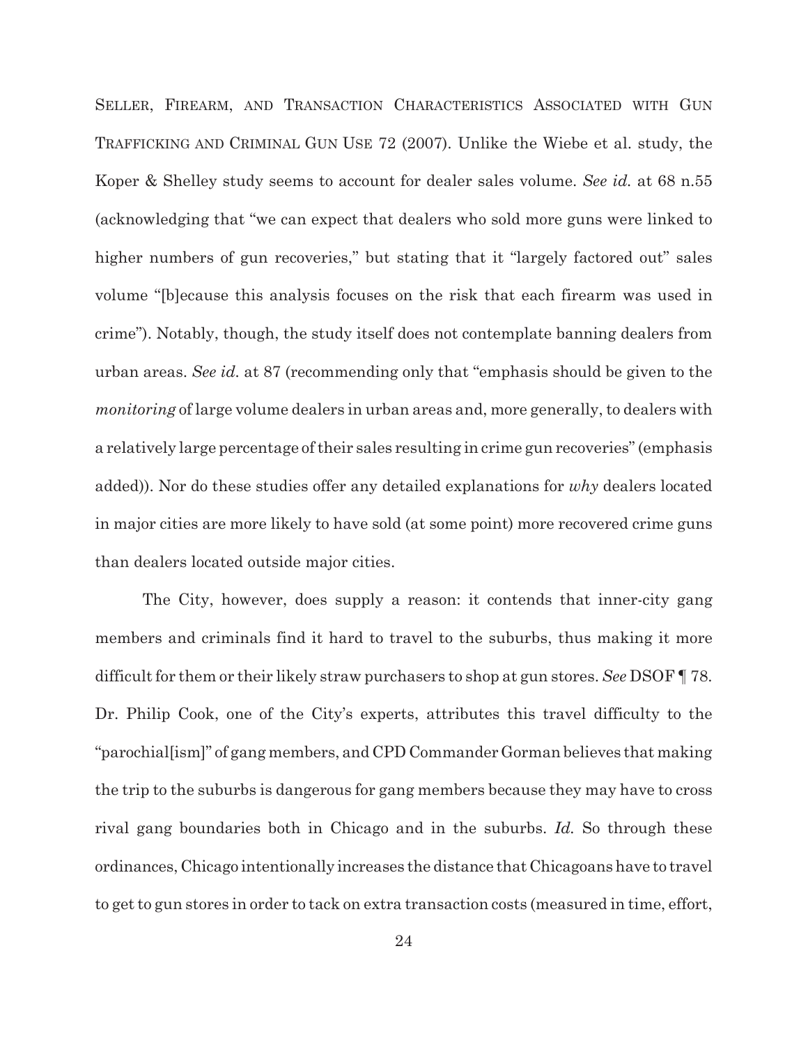SELLER, FIREARM, AND TRANSACTION CHARACTERISTICS ASSOCIATED WITH GUN TRAFFICKING AND CRIMINAL GUN USE 72 (2007). Unlike the Wiebe et al. study, the Koper & Shelley study seems to account for dealer sales volume. *See id.* at 68 n.55 (acknowledging that "we can expect that dealers who sold more guns were linked to higher numbers of gun recoveries," but stating that it "largely factored out" sales volume "[b]ecause this analysis focuses on the risk that each firearm was used in crime"). Notably, though, the study itself does not contemplate banning dealers from urban areas. *See id.* at 87 (recommending only that "emphasis should be given to the *monitoring* of large volume dealers in urban areas and, more generally, to dealers with a relatively large percentage of their sales resulting in crime gun recoveries" (emphasis added)). Nor do these studies offer any detailed explanations for *why* dealers located in major cities are more likely to have sold (at some point) more recovered crime guns than dealers located outside major cities.

The City, however, does supply a reason: it contends that inner-city gang members and criminals find it hard to travel to the suburbs, thus making it more difficult for them or their likely straw purchasers to shop at gun stores. *See* DSOF ¶ 78. Dr. Philip Cook, one of the City's experts, attributes this travel difficulty to the "parochial[ism]" of gang members, and CPD Commander Gorman believes that making the trip to the suburbs is dangerous for gang members because they may have to cross rival gang boundaries both in Chicago and in the suburbs. *Id.* So through these ordinances, Chicago intentionally increases the distance that Chicagoans have to travel to get to gun stores in order to tack on extra transaction costs (measured in time, effort,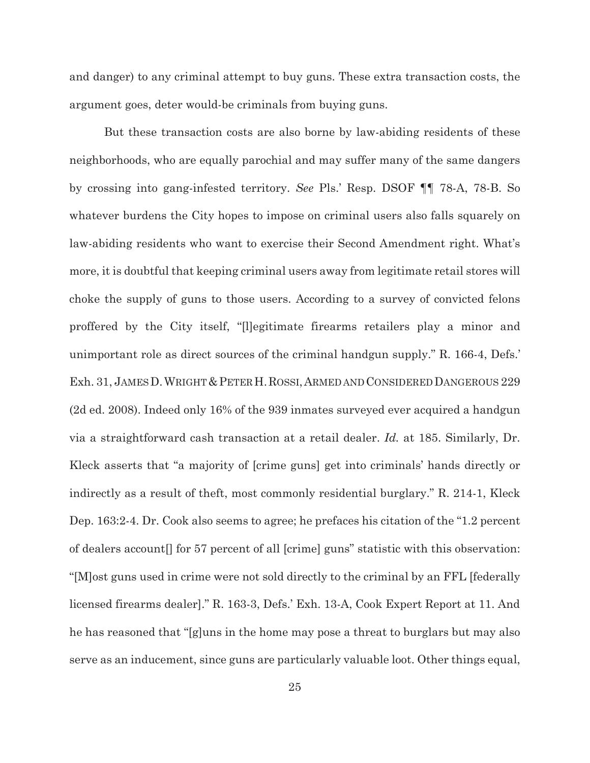and danger) to any criminal attempt to buy guns. These extra transaction costs, the argument goes, deter would-be criminals from buying guns.

But these transaction costs are also borne by law-abiding residents of these neighborhoods, who are equally parochial and may suffer many of the same dangers by crossing into gang-infested territory. *See* Pls.' Resp. DSOF ¶¶ 78-A, 78-B. So whatever burdens the City hopes to impose on criminal users also falls squarely on law-abiding residents who want to exercise their Second Amendment right. What's more, it is doubtful that keeping criminal users away from legitimate retail stores will choke the supply of guns to those users. According to a survey of convicted felons proffered by the City itself, "[l]egitimate firearms retailers play a minor and unimportant role as direct sources of the criminal handgun supply." R. 166-4, Defs.' Exh. 31, JAMES D. WRIGHT & PETER H. ROSSI, ARMED AND CONSIDERED DANGEROUS 229 (2d ed. 2008). Indeed only 16% of the 939 inmates surveyed ever acquired a handgun via a straightforward cash transaction at a retail dealer. *Id.* at 185. Similarly, Dr. Kleck asserts that "a majority of [crime guns] get into criminals' hands directly or indirectly as a result of theft, most commonly residential burglary." R. 214-1, Kleck Dep. 163:2-4. Dr. Cook also seems to agree; he prefaces his citation of the "1.2 percent of dealers account[] for 57 percent of all [crime] guns" statistic with this observation: "[M]ost guns used in crime were not sold directly to the criminal by an FFL [federally licensed firearms dealer]." R. 163-3, Defs.' Exh. 13-A, Cook Expert Report at 11. And he has reasoned that "[g]uns in the home may pose a threat to burglars but may also serve as an inducement, since guns are particularly valuable loot. Other things equal,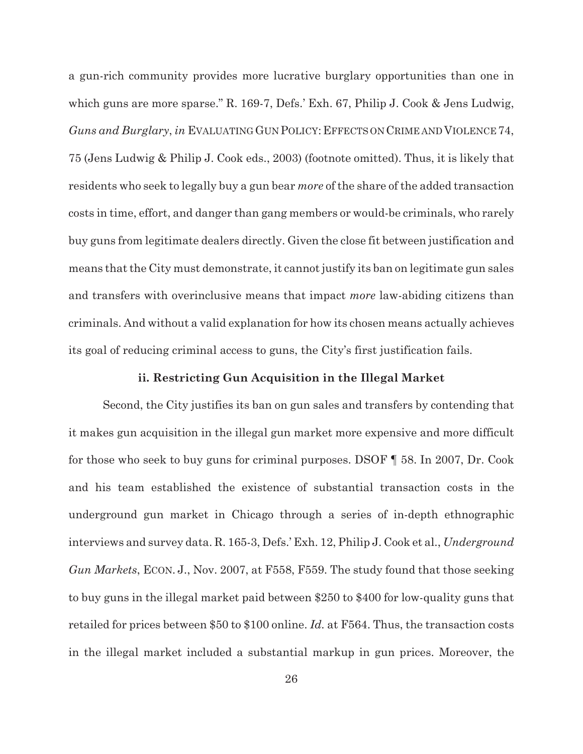a gun-rich community provides more lucrative burglary opportunities than one in which guns are more sparse." R. 169-7, Defs.' Exh. 67, Philip J. Cook & Jens Ludwig, *Guns and Burglary*, *in* EVALUATING GUN POLICY: EFFECTS ON CRIME AND VIOLENCE 74, 75 (Jens Ludwig & Philip J. Cook eds., 2003) (footnote omitted). Thus, it is likely that residents who seek to legally buy a gun bear *more* of the share of the added transaction costs in time, effort, and danger than gang members or would-be criminals, who rarely buy guns from legitimate dealers directly. Given the close fit between justification and means that the City must demonstrate, it cannot justify its ban on legitimate gun sales and transfers with overinclusive means that impact *more* law-abiding citizens than criminals. And without a valid explanation for how its chosen means actually achieves its goal of reducing criminal access to guns, the City's first justification fails.

**ii. Restricting Gun Acquisition in the Illegal Market**

Second, the City justifies its ban on gun sales and transfers by contending that it makes gun acquisition in the illegal gun market more expensive and more difficult for those who seek to buy guns for criminal purposes. DSOF ¶ 58. In 2007, Dr. Cook and his team established the existence of substantial transaction costs in the underground gun market in Chicago through a series of in-depth ethnographic interviews and survey data. R. 165-3, Defs.' Exh. 12, Philip J. Cook et al., *Underground Gun Markets*, ECON. J., Nov. 2007, at F558, F559. The study found that those seeking to buy guns in the illegal market paid between $250 to $400 for low-quality guns that retailed for prices between $50 to $100 online. *Id.* at F564. Thus, the transaction costs in the illegal market included a substantial markup in gun prices. Moreover, the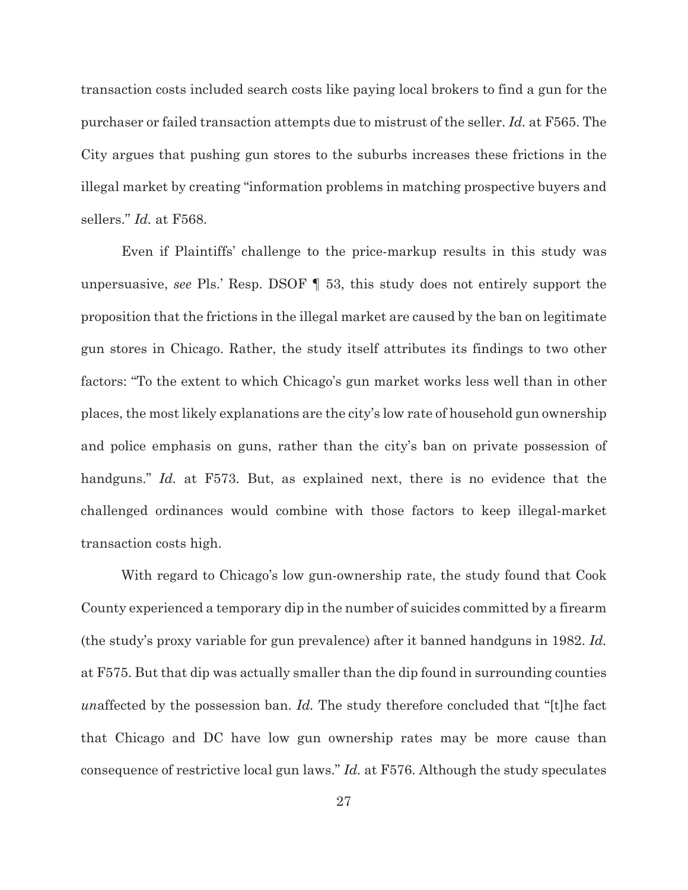transaction costs included search costs like paying local brokers to find a gun for the purchaser or failed transaction attempts due to mistrust of the seller. *Id.* at F565. The City argues that pushing gun stores to the suburbs increases these frictions in the illegal market by creating "information problems in matching prospective buyers and sellers." *Id.* at F568.

Even if Plaintiffs' challenge to the price-markup results in this study was unpersuasive, *see* Pls.' Resp. DSOF ¶ 53, this study does not entirely support the proposition that the frictions in the illegal market are caused by the ban on legitimate gun stores in Chicago. Rather, the study itself attributes its findings to two other factors: "To the extent to which Chicago's gun market works less well than in other places, the most likely explanations are the city's low rate of household gun ownership and police emphasis on guns, rather than the city's ban on private possession of handguns." *Id.* at F573. But, as explained next, there is no evidence that the challenged ordinances would combine with those factors to keep illegal-market transaction costs high.

With regard to Chicago's low gun-ownership rate, the study found that Cook County experienced a temporary dip in the number of suicides committed by a firearm (the study's proxy variable for gun prevalence) after it banned handguns in 1982. *Id.* at F575. But that dip was actually smaller than the dip found in surrounding counties *un*affected by the possession ban. *Id.* The study therefore concluded that "[t]he fact that Chicago and DC have low gun ownership rates may be more cause than consequence of restrictive local gun laws." *Id.* at F576. Although the study speculates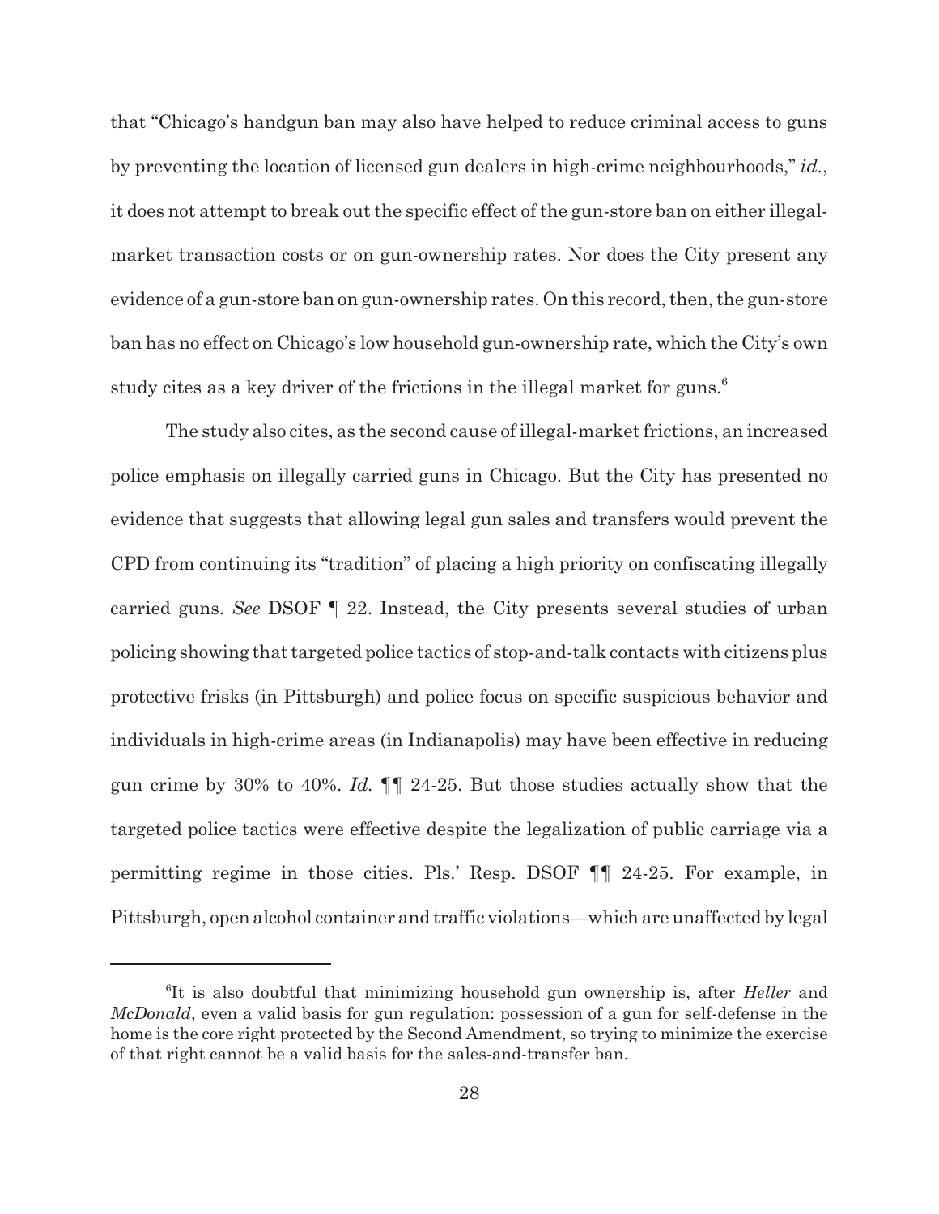that "Chicago's handgun ban may also have helped to reduce criminal access to guns by preventing the location of licensed gun dealers in high-crime neighbourhoods," *id.*, it does not attempt to break out the specific effect of the gun-store ban on either illegal-market transaction costs or on gun-ownership rates. Nor does the City present any evidence of a gun-store ban on gun-ownership rates. On this record, then, the gun-store ban has no effect on Chicago's low household gun-ownership rate, which the City's own study cites as a key driver of the frictions in the illegal market for guns.[6]

The study also cites, as the second cause of illegal-market frictions, an increased police emphasis on illegally carried guns in Chicago. But the City has presented no evidence that suggests that allowing legal gun sales and transfers would prevent the CPD from continuing its "tradition" of placing a high priority on confiscating illegally carried guns. *See* DSOF ¶ 22. Instead, the City presents several studies of urban policing showing that targeted police tactics of stop-and-talk contacts with citizens plus protective frisks (in Pittsburgh) and police focus on specific suspicious behavior and individuals in high-crime areas (in Indianapolis) may have been effective in reducing gun crime by 30% to 40%. *Id.* ¶¶ 24-25. But those studies actually show that the targeted police tactics were effective despite the legalization of public carriage via a permitting regime in those cities. Pls.' Resp. DSOF ¶¶ 24-25. For example, in Pittsburgh, open alcohol container and traffic violations—which are unaffected by legal

---

[6]It is also doubtful that minimizing household gun ownership is, after *Heller* and *McDonald*, even a valid basis for gun regulation: possession of a gun for self-defense in the home is the core right protected by the Second Amendment, so trying to minimize the exercise of that right cannot be a valid basis for the sales-and-transfer ban.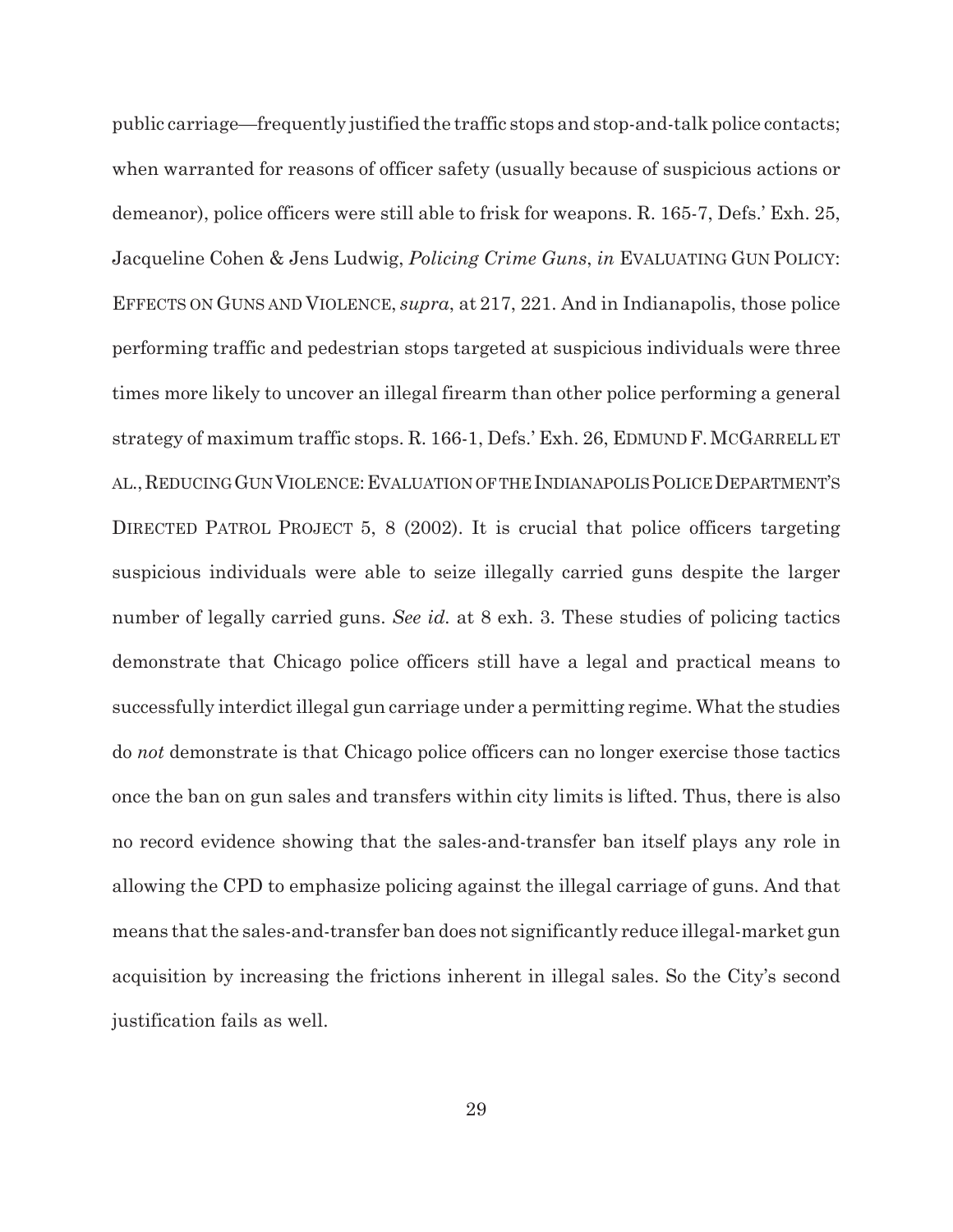public carriage—frequently justified the traffic stops and stop-and-talk police contacts; when warranted for reasons of officer safety (usually because of suspicious actions or demeanor), police officers were still able to frisk for weapons. R. 165-7, Defs.' Exh. 25, Jacqueline Cohen & Jens Ludwig, *Policing Crime Guns*, *in* EVALUATING GUN POLICY: EFFECTS ON GUNS AND VIOLENCE, *supra*, at 217, 221. And in Indianapolis, those police performing traffic and pedestrian stops targeted at suspicious individuals were three times more likely to uncover an illegal firearm than other police performing a general strategy of maximum traffic stops. R. 166-1, Defs.' Exh. 26, EDMUND F. MCGARRELL ET AL., REDUCING GUN VIOLENCE: EVALUATION OF THE INDIANAPOLIS POLICE DEPARTMENT'S DIRECTED PATROL PROJECT 5, 8 (2002). It is crucial that police officers targeting suspicious individuals were able to seize illegally carried guns despite the larger number of legally carried guns. *See id.* at 8 exh. 3. These studies of policing tactics demonstrate that Chicago police officers still have a legal and practical means to successfully interdict illegal gun carriage under a permitting regime. What the studies do *not* demonstrate is that Chicago police officers can no longer exercise those tactics once the ban on gun sales and transfers within city limits is lifted. Thus, there is also no record evidence showing that the sales-and-transfer ban itself plays any role in allowing the CPD to emphasize policing against the illegal carriage of guns. And that means that the sales-and-transfer ban does not significantly reduce illegal-market gun acquisition by increasing the frictions inherent in illegal sales. So the City's second justification fails as well.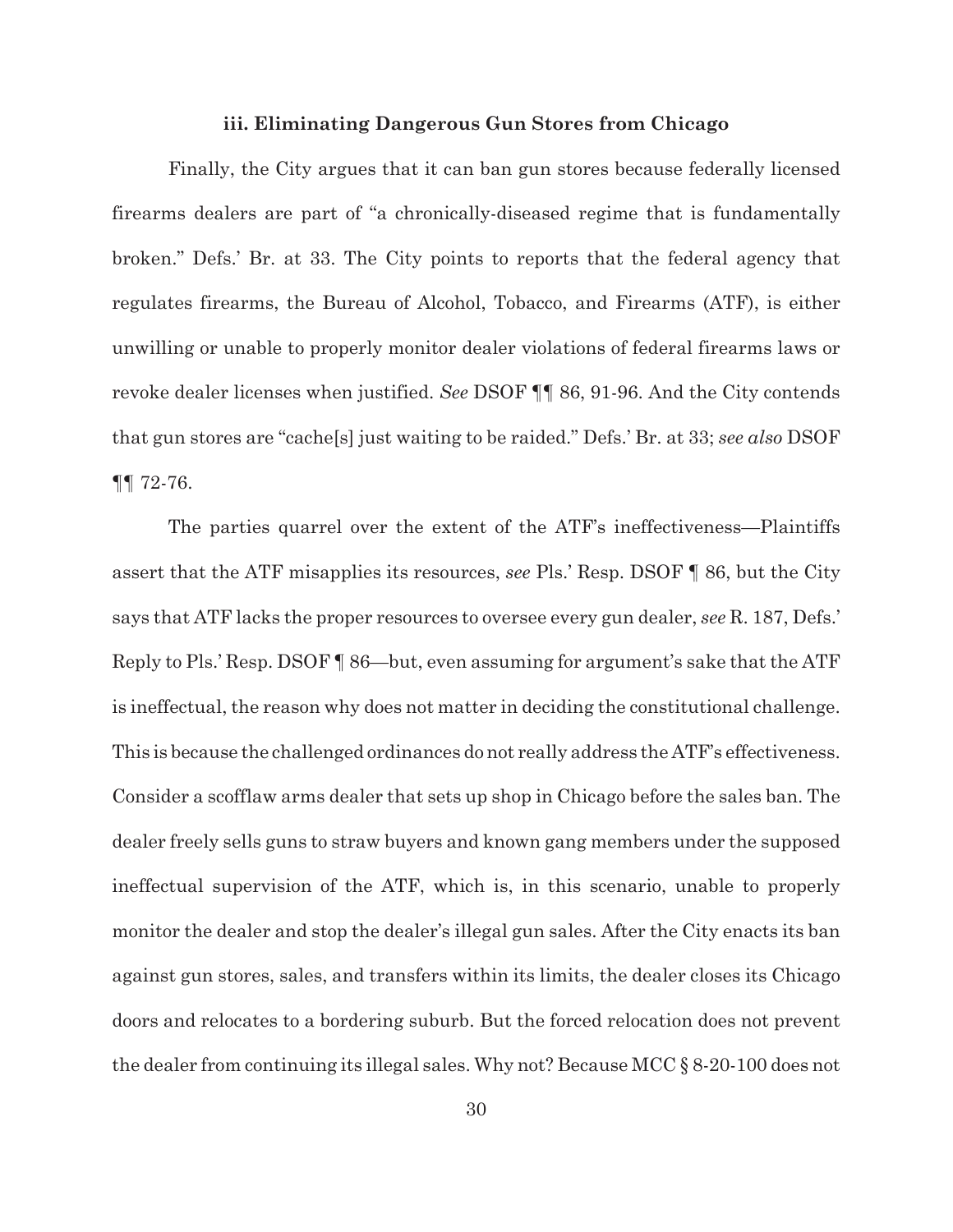### iii. Eliminating Dangerous Gun Stores from Chicago

Finally, the City argues that it can ban gun stores because federally licensed firearms dealers are part of "a chronically-diseased regime that is fundamentally broken." Defs.' Br. at 33. The City points to reports that the federal agency that regulates firearms, the Bureau of Alcohol, Tobacco, and Firearms (ATF), is either unwilling or unable to properly monitor dealer violations of federal firearms laws or revoke dealer licenses when justified. *See* DSOF ¶¶ 86, 91-96. And the City contends that gun stores are "cache[s] just waiting to be raided." Defs.' Br. at 33; *see also* DSOF ¶¶ 72-76.

The parties quarrel over the extent of the ATF's ineffectiveness—Plaintiffs assert that the ATF misapplies its resources, *see* Pls.' Resp. DSOF ¶ 86, but the City says that ATF lacks the proper resources to oversee every gun dealer, *see* R. 187, Defs.' Reply to Pls.' Resp. DSOF ¶ 86—but, even assuming for argument's sake that the ATF is ineffectual, the reason why does not matter in deciding the constitutional challenge. This is because the challenged ordinances do not really address the ATF's effectiveness. Consider a scofflaw arms dealer that sets up shop in Chicago before the sales ban. The dealer freely sells guns to straw buyers and known gang members under the supposed ineffectual supervision of the ATF, which is, in this scenario, unable to properly monitor the dealer and stop the dealer's illegal gun sales. After the City enacts its ban against gun stores, sales, and transfers within its limits, the dealer closes its Chicago doors and relocates to a bordering suburb. But the forced relocation does not prevent the dealer from continuing its illegal sales. Why not? Because MCC § 8-20-100 does not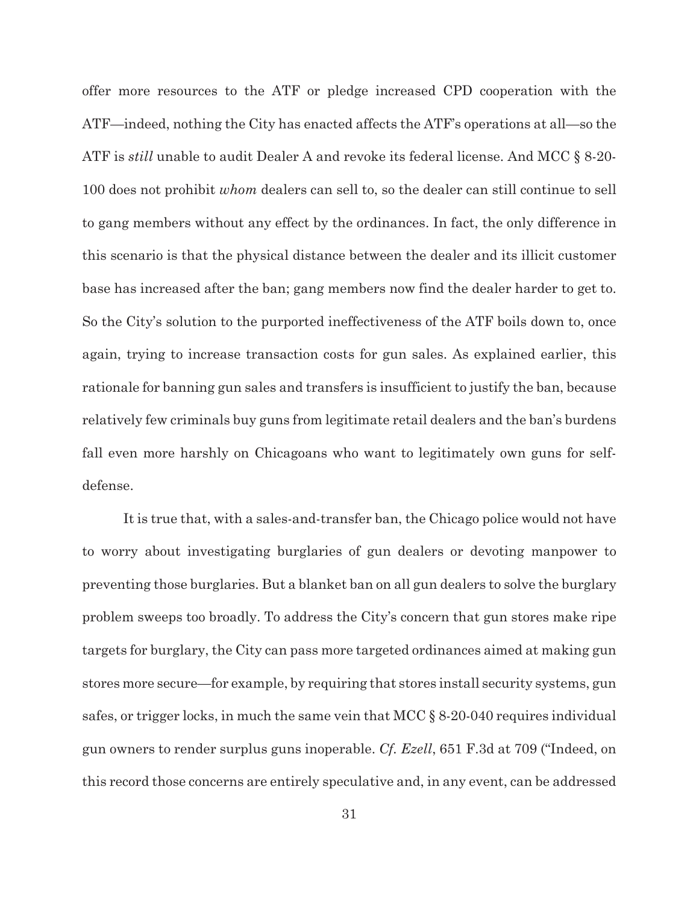offer more resources to the ATF or pledge increased CPD cooperation with the ATF—indeed, nothing the City has enacted affects the ATF's operations at all—so the ATF is *still* unable to audit Dealer A and revoke its federal license. And MCC § 8-20-100 does not prohibit *whom* dealers can sell to, so the dealer can still continue to sell to gang members without any effect by the ordinances. In fact, the only difference in this scenario is that the physical distance between the dealer and its illicit customer base has increased after the ban; gang members now find the dealer harder to get to. So the City's solution to the purported ineffectiveness of the ATF boils down to, once again, trying to increase transaction costs for gun sales. As explained earlier, this rationale for banning gun sales and transfers is insufficient to justify the ban, because relatively few criminals buy guns from legitimate retail dealers and the ban's burdens fall even more harshly on Chicagoans who want to legitimately own guns for self-defense.

It is true that, with a sales-and-transfer ban, the Chicago police would not have to worry about investigating burglaries of gun dealers or devoting manpower to preventing those burglaries. But a blanket ban on all gun dealers to solve the burglary problem sweeps too broadly. To address the City's concern that gun stores make ripe targets for burglary, the City can pass more targeted ordinances aimed at making gun stores more secure—for example, by requiring that stores install security systems, gun safes, or trigger locks, in much the same vein that MCC § 8-20-040 requires individual gun owners to render surplus guns inoperable. *Cf. Ezell*, 651 F.3d at 709 ("Indeed, on this record those concerns are entirely speculative and, in any event, can be addressed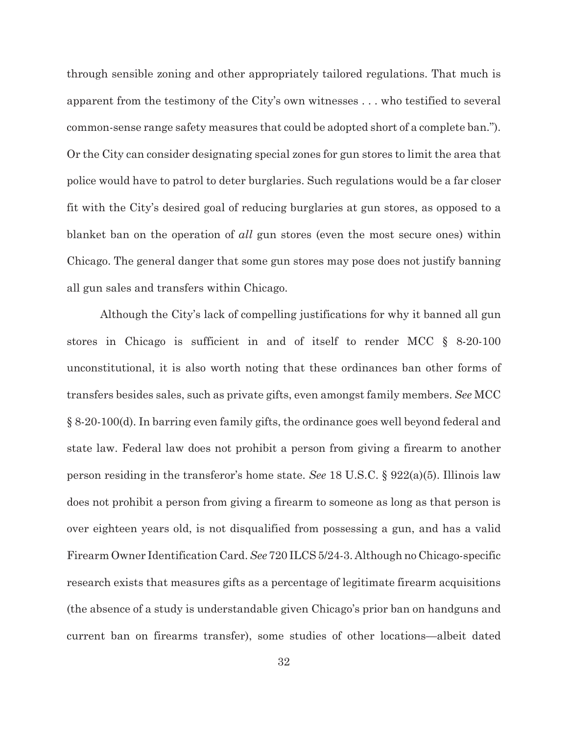through sensible zoning and other appropriately tailored regulations. That much is apparent from the testimony of the City's own witnesses . . . who testified to several common-sense range safety measures that could be adopted short of a complete ban."). Or the City can consider designating special zones for gun stores to limit the area that police would have to patrol to deter burglaries. Such regulations would be a far closer fit with the City's desired goal of reducing burglaries at gun stores, as opposed to a blanket ban on the operation of *all* gun stores (even the most secure ones) within Chicago. The general danger that some gun stores may pose does not justify banning all gun sales and transfers within Chicago.

Although the City's lack of compelling justifications for why it banned all gun stores in Chicago is sufficient in and of itself to render MCC § 8-20-100 unconstitutional, it is also worth noting that these ordinances ban other forms of transfers besides sales, such as private gifts, even amongst family members. *See* MCC § 8-20-100(d). In barring even family gifts, the ordinance goes well beyond federal and state law. Federal law does not prohibit a person from giving a firearm to another person residing in the transferor's home state. *See* 18 U.S.C. § 922(a)(5). Illinois law does not prohibit a person from giving a firearm to someone as long as that person is over eighteen years old, is not disqualified from possessing a gun, and has a valid Firearm Owner Identification Card. *See* 720 ILCS 5/24-3. Although no Chicago-specific research exists that measures gifts as a percentage of legitimate firearm acquisitions (the absence of a study is understandable given Chicago's prior ban on handguns and current ban on firearms transfer), some studies of other locations—albeit dated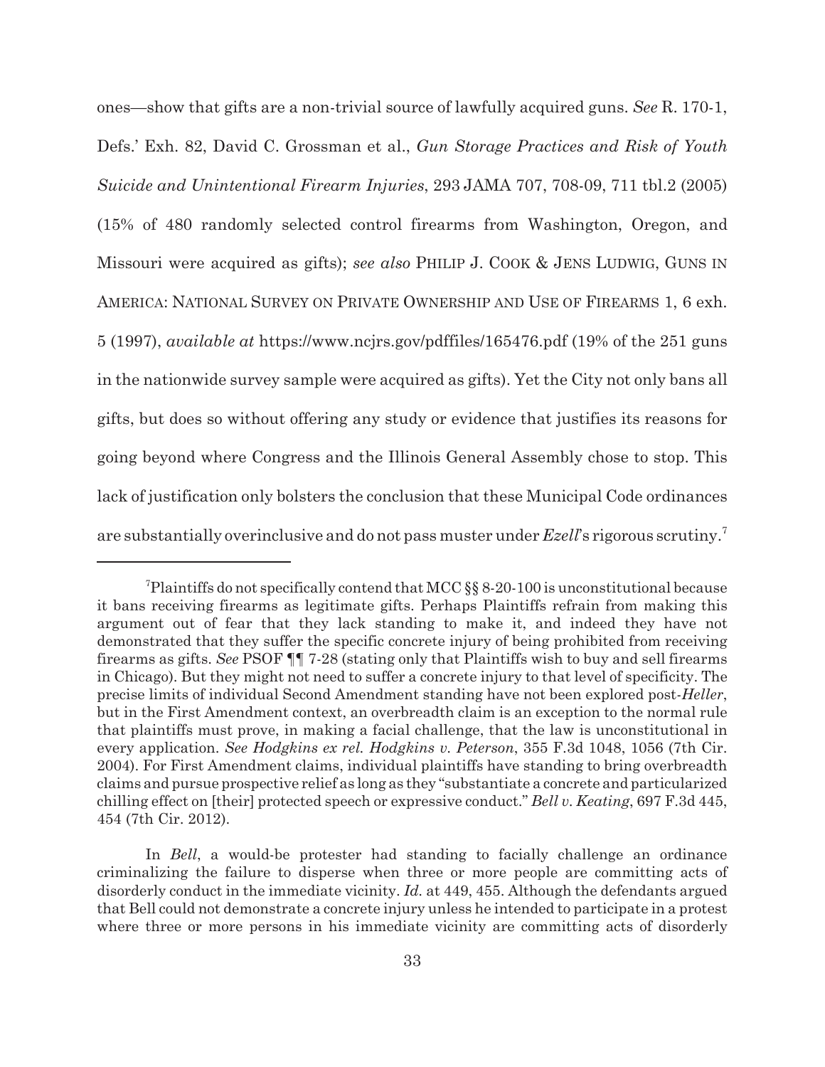ones—show that gifts are a non-trivial source of lawfully acquired guns. *See* R. 170-1, Defs.' Exh. 82, David C. Grossman et al., *Gun Storage Practices and Risk of Youth Suicide and Unintentional Firearm Injuries*, 293 JAMA 707, 708-09, 711 tbl.2 (2005) (15% of 480 randomly selected control firearms from Washington, Oregon, and Missouri were acquired as gifts); *see also* PHILIP J. COOK & JENS LUDWIG, GUNS IN AMERICA: NATIONAL SURVEY ON PRIVATE OWNERSHIP AND USE OF FIREARMS 1, 6 exh. 5 (1997), *available at* https://www.ncjrs.gov/pdffiles/165476.pdf (19% of the 251 guns in the nationwide survey sample were acquired as gifts). Yet the City not only bans all gifts, but does so without offering any study or evidence that justifies its reasons for going beyond where Congress and the Illinois General Assembly chose to stop. This lack of justification only bolsters the conclusion that these Municipal Code ordinances are substantially overinclusive and do not pass muster under *Ezell*'s rigorous scrutiny.[7]

---

[7]Plaintiffs do not specifically contend that MCC §§ 8-20-100 is unconstitutional because it bans receiving firearms as legitimate gifts. Perhaps Plaintiffs refrain from making this argument out of fear that they lack standing to make it, and indeed they have not demonstrated that they suffer the specific concrete injury of being prohibited from receiving firearms as gifts. *See* PSOF ¶¶ 7-28 (stating only that Plaintiffs wish to buy and sell firearms in Chicago). But they might not need to suffer a concrete injury to that level of specificity. The precise limits of individual Second Amendment standing have not been explored post-*Heller*, but in the First Amendment context, an overbreadth claim is an exception to the normal rule that plaintiffs must prove, in making a facial challenge, that the law is unconstitutional in every application. *See Hodgkins ex rel. Hodgkins v. Peterson*, 355 F.3d 1048, 1056 (7th Cir. 2004). For First Amendment claims, individual plaintiffs have standing to bring overbreadth claims and pursue prospective relief as long as they "substantiate a concrete and particularized chilling effect on [their] protected speech or expressive conduct." *Bell v. Keating*, 697 F.3d 445, 454 (7th Cir. 2012).

In *Bell*, a would-be protester had standing to facially challenge an ordinance criminalizing the failure to disperse when three or more people are committing acts of disorderly conduct in the immediate vicinity. *Id.* at 449, 455. Although the defendants argued that Bell could not demonstrate a concrete injury unless he intended to participate in a protest where three or more persons in his immediate vicinity are committing acts of disorderly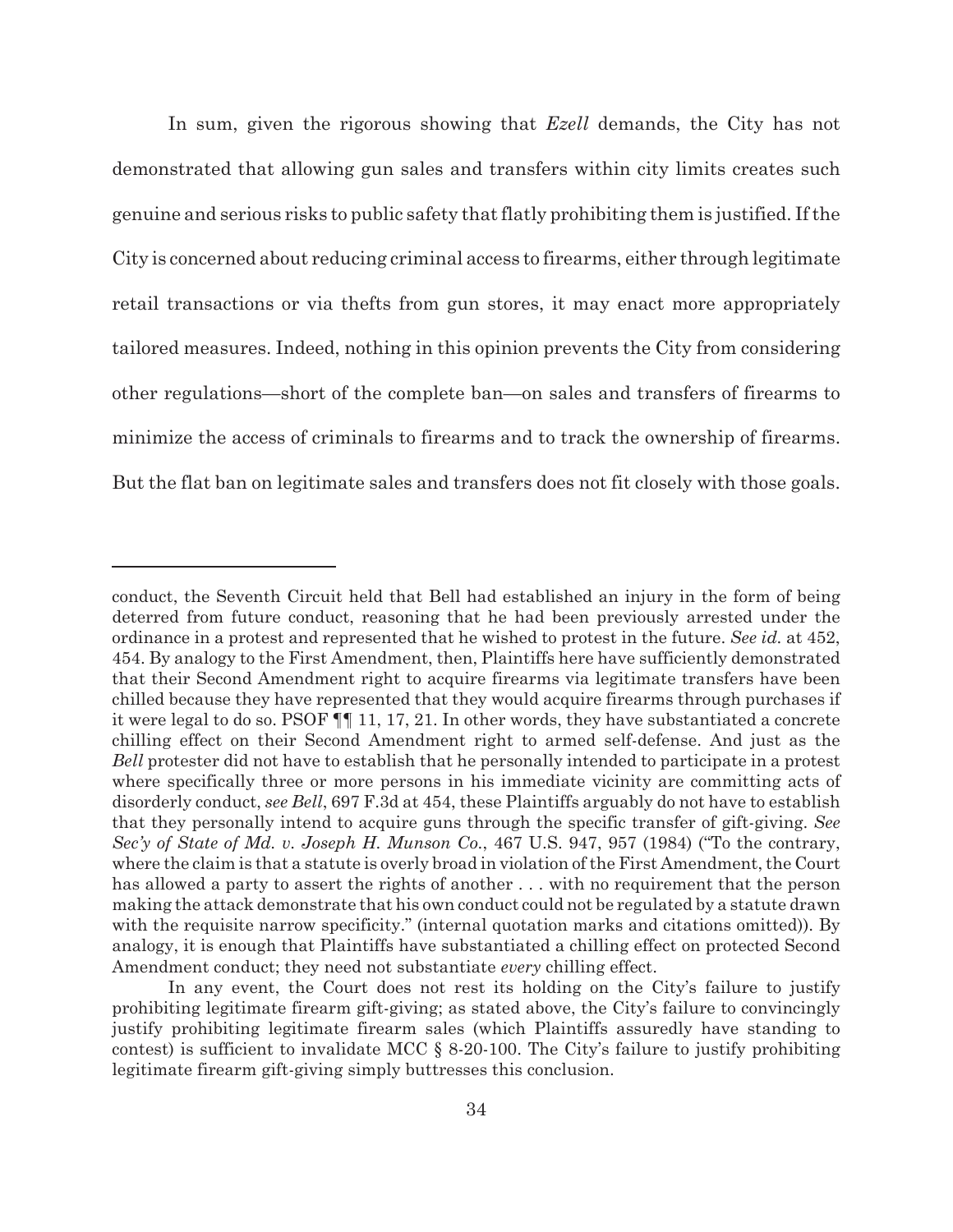In sum, given the rigorous showing that *Ezell* demands, the City has not demonstrated that allowing gun sales and transfers within city limits creates such genuine and serious risks to public safety that flatly prohibiting them is justified. If the City is concerned about reducing criminal access to firearms, either through legitimate retail transactions or via thefts from gun stores, it may enact more appropriately tailored measures. Indeed, nothing in this opinion prevents the City from considering other regulations—short of the complete ban—on sales and transfers of firearms to minimize the access of criminals to firearms and to track the ownership of firearms. But the flat ban on legitimate sales and transfers does not fit closely with those goals.

---

conduct, the Seventh Circuit held that Bell had established an injury in the form of being deterred from future conduct, reasoning that he had been previously arrested under the ordinance in a protest and represented that he wished to protest in the future. *See id.* at 452, 454. By analogy to the First Amendment, then, Plaintiffs here have sufficiently demonstrated that their Second Amendment right to acquire firearms via legitimate transfers have been chilled because they have represented that they would acquire firearms through purchases if it were legal to do so. PSOF ¶¶ 11, 17, 21. In other words, they have substantiated a concrete chilling effect on their Second Amendment right to armed self-defense. And just as the *Bell* protester did not have to establish that he personally intended to participate in a protest where specifically three or more persons in his immediate vicinity are committing acts of disorderly conduct, *see Bell*, 697 F.3d at 454, these Plaintiffs arguably do not have to establish that they personally intend to acquire guns through the specific transfer of gift-giving. *See Sec'y of State of Md. v. Joseph H. Munson Co.*, 467 U.S. 947, 957 (1984) ("To the contrary, where the claim is that a statute is overly broad in violation of the First Amendment, the Court has allowed a party to assert the rights of another . . . with no requirement that the person making the attack demonstrate that his own conduct could not be regulated by a statute drawn with the requisite narrow specificity." (internal quotation marks and citations omitted)). By analogy, it is enough that Plaintiffs have substantiated a chilling effect on protected Second Amendment conduct; they need not substantiate *every* chilling effect.

In any event, the Court does not rest its holding on the City's failure to justify prohibiting legitimate firearm gift-giving; as stated above, the City's failure to convincingly justify prohibiting legitimate firearm sales (which Plaintiffs assuredly have standing to contest) is sufficient to invalidate MCC § 8-20-100. The City's failure to justify prohibiting legitimate firearm gift-giving simply buttresses this conclusion.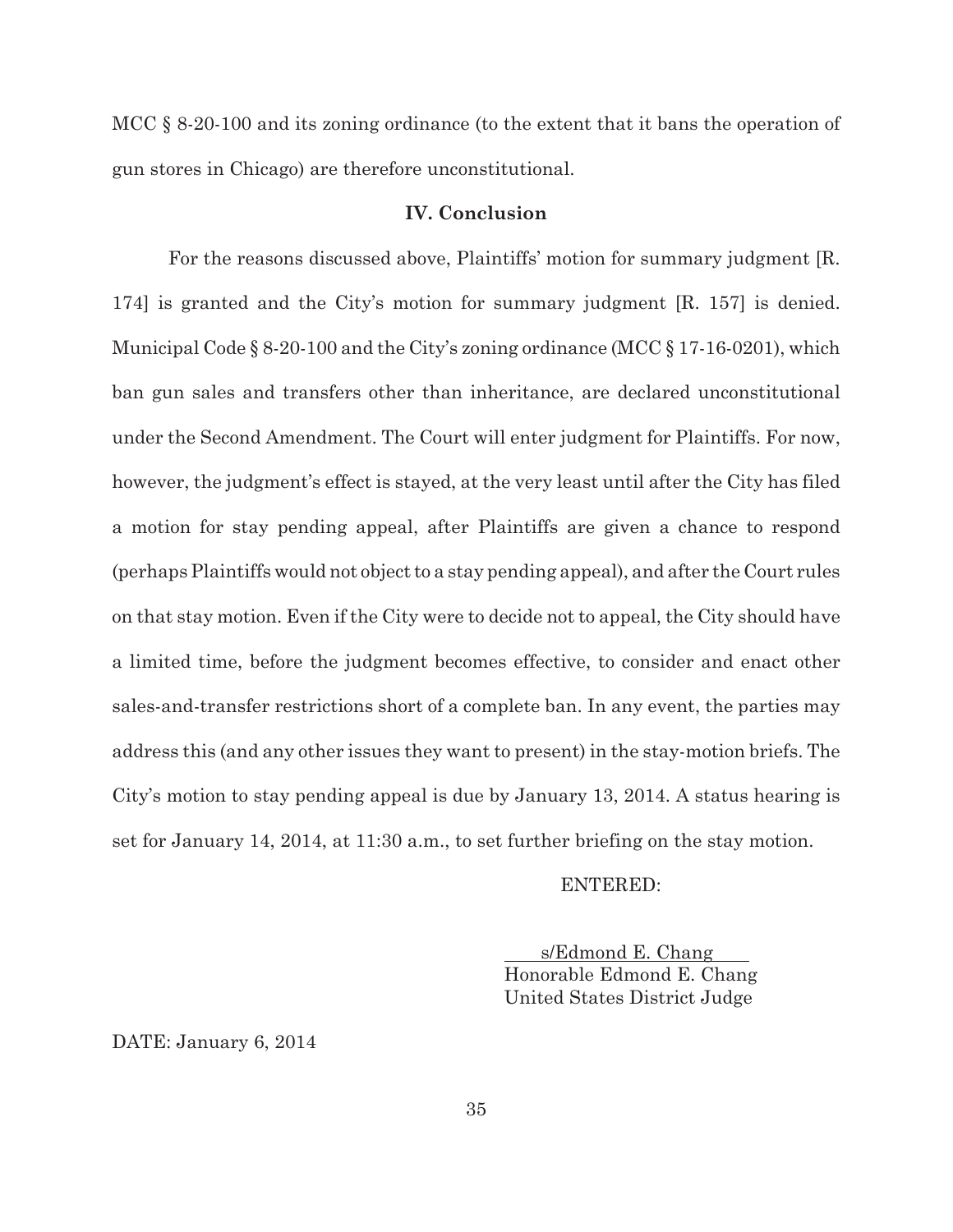MCC § 8-20-100 and its zoning ordinance (to the extent that it bans the operation of gun stores in Chicago) are therefore unconstitutional.

### IV. Conclusion

For the reasons discussed above, Plaintiffs' motion for summary judgment [R. 174] is granted and the City's motion for summary judgment [R. 157] is denied. Municipal Code § 8-20-100 and the City's zoning ordinance (MCC § 17-16-0201), which ban gun sales and transfers other than inheritance, are declared unconstitutional under the Second Amendment. The Court will enter judgment for Plaintiffs. For now, however, the judgment's effect is stayed, at the very least until after the City has filed a motion for stay pending appeal, after Plaintiffs are given a chance to respond (perhaps Plaintiffs would not object to a stay pending appeal), and after the Court rules on that stay motion. Even if the City were to decide not to appeal, the City should have a limited time, before the judgment becomes effective, to consider and enact other sales-and-transfer restrictions short of a complete ban. In any event, the parties may address this (and any other issues they want to present) in the stay-motion briefs. The City's motion to stay pending appeal is due by January 13, 2014. A status hearing is set for January 14, 2014, at 11:30 a.m., to set further briefing on the stay motion.

ENTERED:

s/Edmond E. Chang
Honorable Edmond E. Chang
United States District Judge

DATE: January 6, 2014